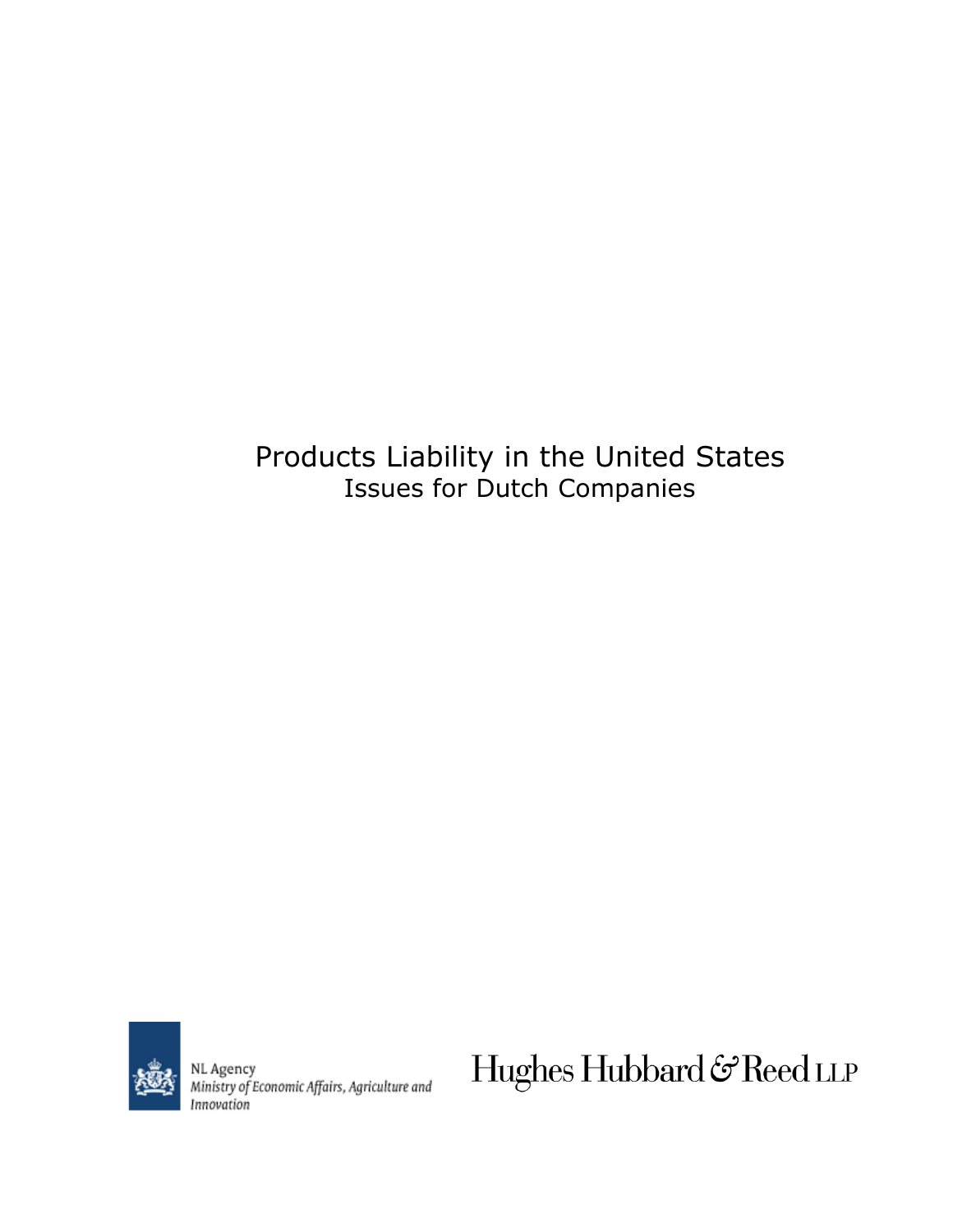# Products Liability in the United States

## Issues for Dutch Companies

NL Agency
*Ministry of Economic Affairs, Agriculture and Innovation*

Hughes Hubbard & Reed LLP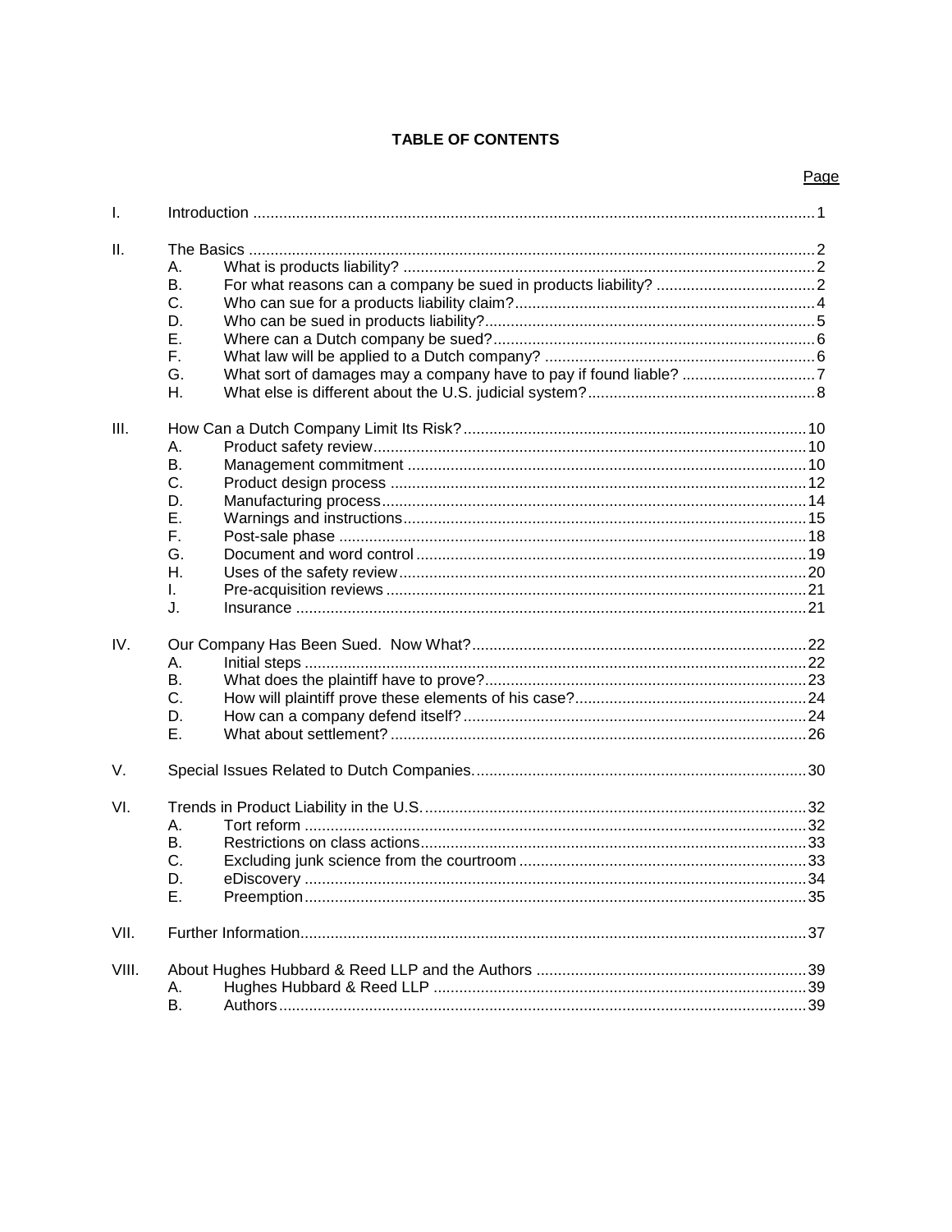# TABLE OF CONTENTS

| | | Page |
|---|---|---|
| I. | Introduction | 1 |
| II. | The Basics | 2 |
| | A. What is products liability? | 2 |
| | B. For what reasons can a company be sued in products liability? | 2 |
| | C. Who can sue for a products liability claim? | 4 |
| | D. Who can be sued in products liability? | 5 |
| | E. Where can a Dutch company be sued? | 6 |
| | F. What law will be applied to a Dutch company? | 6 |
| | G. What sort of damages may a company have to pay if found liable? | 7 |
| | H. What else is different about the U.S. judicial system? | 8 |
| III. | How Can a Dutch Company Limit Its Risk? | 10 |
| | A. Product safety review | 10 |
| | B. Management commitment | 10 |
| | C. Product design process | 12 |
| | D. Manufacturing process | 14 |
| | E. Warnings and instructions | 15 |
| | F. Post-sale phase | 18 |
| | G. Document and word control | 19 |
| | H. Uses of the safety review | 20 |
| | I. Pre-acquisition reviews | 21 |
| | J. Insurance | 21 |
| IV. | Our Company Has Been Sued. Now What? | 22 |
| | A. Initial steps | 22 |
| | B. What does the plaintiff have to prove? | 23 |
| | C. How will plaintiff prove these elements of his case? | 24 |
| | D. How can a company defend itself? | 24 |
| | E. What about settlement? | 26 |
| V. | Special Issues Related to Dutch Companies. | 30 |
| VI. | Trends in Product Liability in the U.S. | 32 |
| | A. Tort reform | 32 |
| | B. Restrictions on class actions | 33 |
| | C. Excluding junk science from the courtroom | 33 |
| | D. eDiscovery | 34 |
| | E. Preemption | 35 |
| VII. | Further Information | 37 |
| VIII. | About Hughes Hubbard & Reed LLP and the Authors | 39 |
| | A. Hughes Hubbard & Reed LLP | 39 |
| | B. Authors | 39 |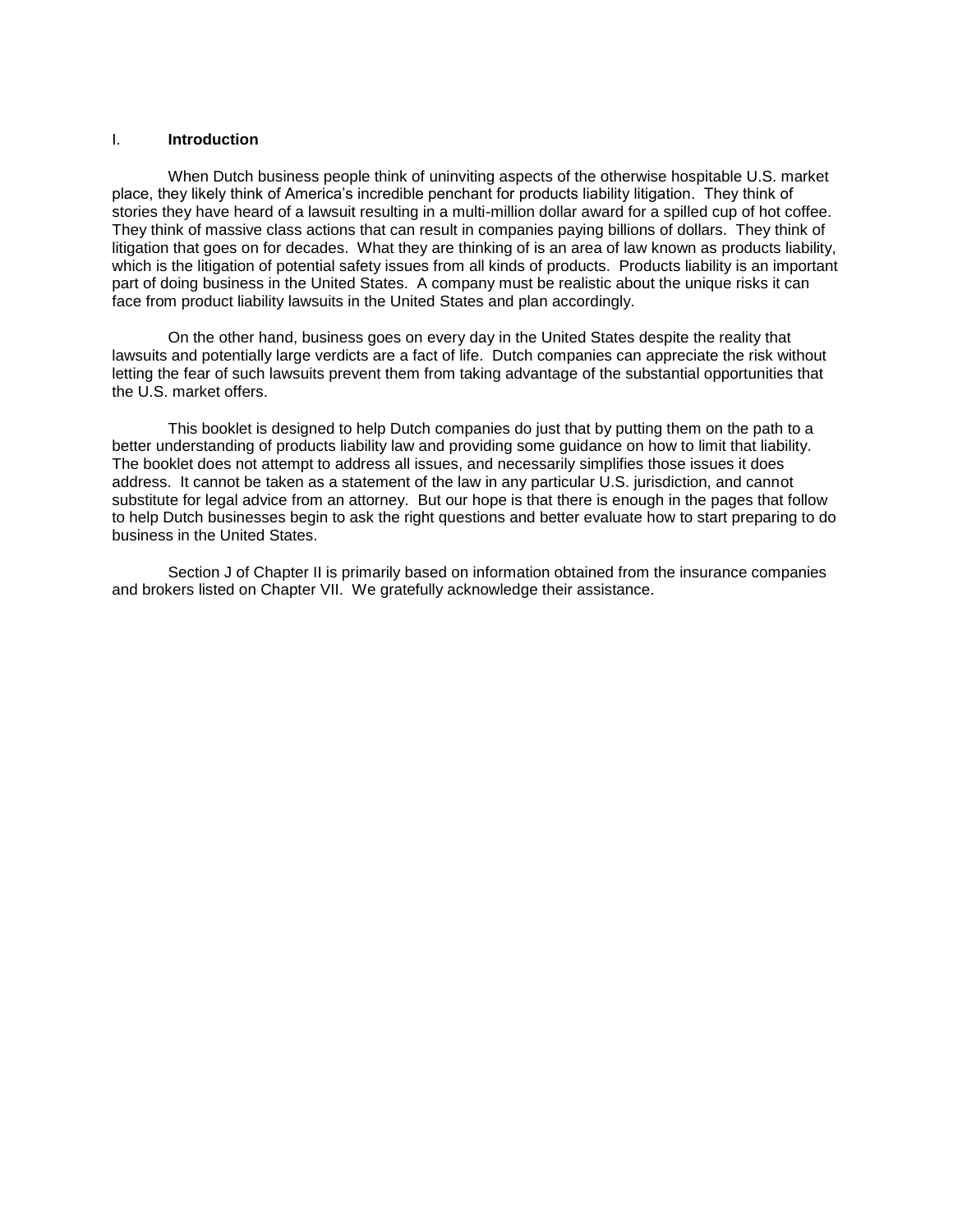# I. Introduction

When Dutch business people think of uninviting aspects of the otherwise hospitable U.S. market place, they likely think of America's incredible penchant for products liability litigation. They think of stories they have heard of a lawsuit resulting in a multi-million dollar award for a spilled cup of hot coffee. They think of massive class actions that can result in companies paying billions of dollars. They think of litigation that goes on for decades. What they are thinking of is an area of law known as products liability, which is the litigation of potential safety issues from all kinds of products. Products liability is an important part of doing business in the United States. A company must be realistic about the unique risks it can face from product liability lawsuits in the United States and plan accordingly.

On the other hand, business goes on every day in the United States despite the reality that lawsuits and potentially large verdicts are a fact of life. Dutch companies can appreciate the risk without letting the fear of such lawsuits prevent them from taking advantage of the substantial opportunities that the U.S. market offers.

This booklet is designed to help Dutch companies do just that by putting them on the path to a better understanding of products liability law and providing some guidance on how to limit that liability. The booklet does not attempt to address all issues, and necessarily simplifies those issues it does address. It cannot be taken as a statement of the law in any particular U.S. jurisdiction, and cannot substitute for legal advice from an attorney. But our hope is that there is enough in the pages that follow to help Dutch businesses begin to ask the right questions and better evaluate how to start preparing to do business in the United States.

Section J of Chapter II is primarily based on information obtained from the insurance companies and brokers listed on Chapter VII. We gratefully acknowledge their assistance.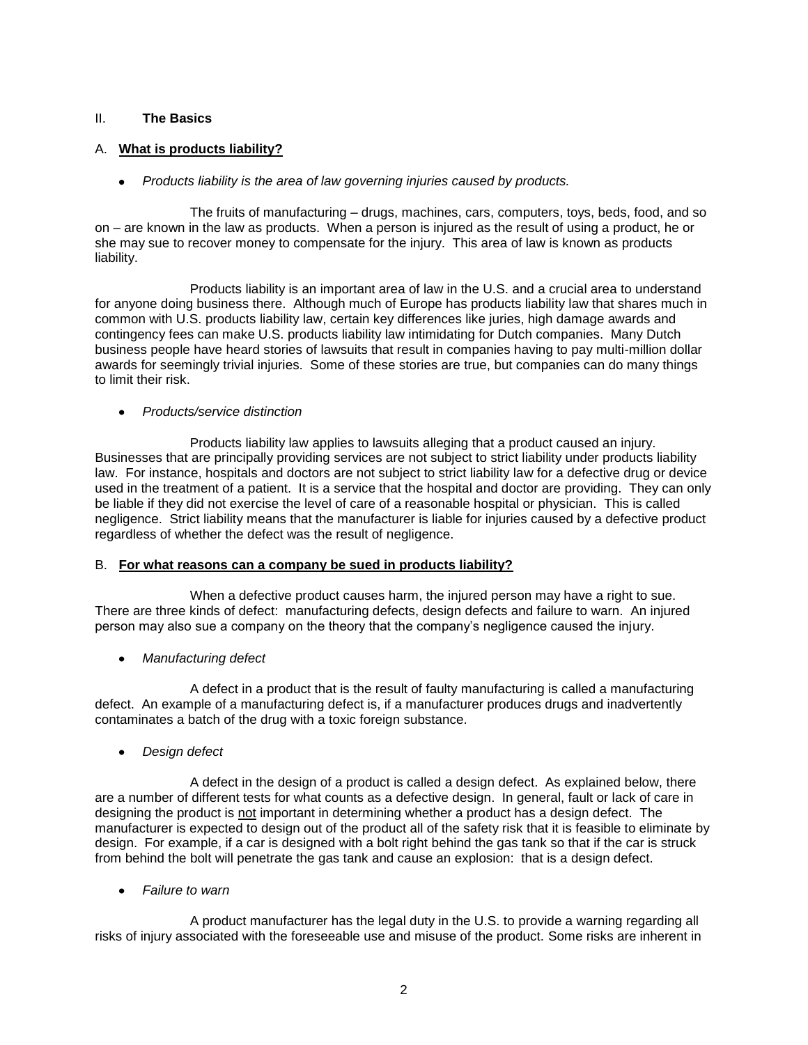## II. **The Basics**

### A. **What is products liability?**

- *Products liability is the area of law governing injuries caused by products.*

The fruits of manufacturing – drugs, machines, cars, computers, toys, beds, food, and so on – are known in the law as products. When a person is injured as the result of using a product, he or she may sue to recover money to compensate for the injury. This area of law is known as products liability.

Products liability is an important area of law in the U.S. and a crucial area to understand for anyone doing business there. Although much of Europe has products liability law that shares much in common with U.S. products liability law, certain key differences like juries, high damage awards and contingency fees can make U.S. products liability law intimidating for Dutch companies. Many Dutch business people have heard stories of lawsuits that result in companies having to pay multi-million dollar awards for seemingly trivial injuries. Some of these stories are true, but companies can do many things to limit their risk.

- *Products/service distinction*

Products liability law applies to lawsuits alleging that a product caused an injury. Businesses that are principally providing services are not subject to strict liability under products liability law. For instance, hospitals and doctors are not subject to strict liability law for a defective drug or device used in the treatment of a patient. It is a service that the hospital and doctor are providing. They can only be liable if they did not exercise the level of care of a reasonable hospital or physician. This is called negligence. Strict liability means that the manufacturer is liable for injuries caused by a defective product regardless of whether the defect was the result of negligence.

### B. **For what reasons can a company be sued in products liability?**

When a defective product causes harm, the injured person may have a right to sue. There are three kinds of defect: manufacturing defects, design defects and failure to warn. An injured person may also sue a company on the theory that the company's negligence caused the injury.

- *Manufacturing defect*

A defect in a product that is the result of faulty manufacturing is called a manufacturing defect. An example of a manufacturing defect is, if a manufacturer produces drugs and inadvertently contaminates a batch of the drug with a toxic foreign substance.

- *Design defect*

A defect in the design of a product is called a design defect. As explained below, there are a number of different tests for what counts as a defective design. In general, fault or lack of care in designing the product is not important in determining whether a product has a design defect. The manufacturer is expected to design out of the product all of the safety risk that it is feasible to eliminate by design. For example, if a car is designed with a bolt right behind the gas tank so that if the car is struck from behind the bolt will penetrate the gas tank and cause an explosion: that is a design defect.

- *Failure to warn*

A product manufacturer has the legal duty in the U.S. to provide a warning regarding all risks of injury associated with the foreseeable use and misuse of the product. Some risks are inherent in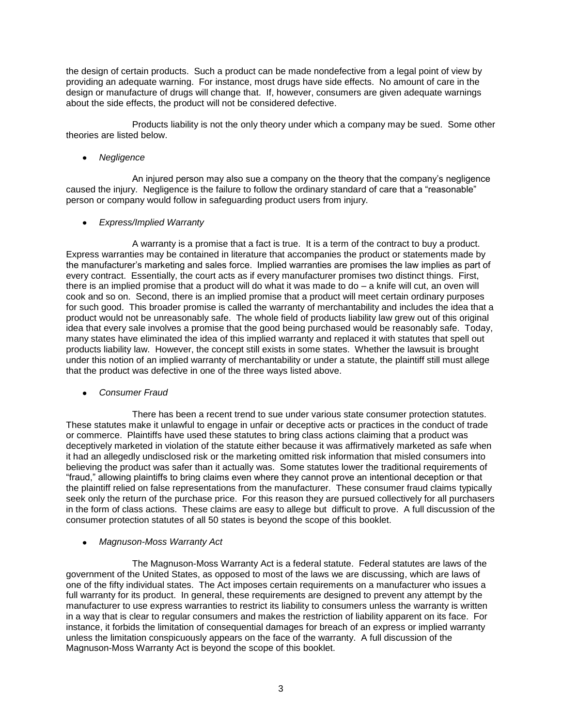the design of certain products. Such a product can be made nondefective from a legal point of view by providing an adequate warning. For instance, most drugs have side effects. No amount of care in the design or manufacture of drugs will change that. If, however, consumers are given adequate warnings about the side effects, the product will not be considered defective.

Products liability is not the only theory under which a company may be sued. Some other theories are listed below.

- *Negligence*

An injured person may also sue a company on the theory that the company's negligence caused the injury. Negligence is the failure to follow the ordinary standard of care that a "reasonable" person or company would follow in safeguarding product users from injury.

- *Express/Implied Warranty*

A warranty is a promise that a fact is true. It is a term of the contract to buy a product. Express warranties may be contained in literature that accompanies the product or statements made by the manufacturer's marketing and sales force. Implied warranties are promises the law implies as part of every contract. Essentially, the court acts as if every manufacturer promises two distinct things. First, there is an implied promise that a product will do what it was made to do – a knife will cut, an oven will cook and so on. Second, there is an implied promise that a product will meet certain ordinary purposes for such good. This broader promise is called the warranty of merchantability and includes the idea that a product would not be unreasonably safe. The whole field of products liability law grew out of this original idea that every sale involves a promise that the good being purchased would be reasonably safe. Today, many states have eliminated the idea of this implied warranty and replaced it with statutes that spell out products liability law. However, the concept still exists in some states. Whether the lawsuit is brought under this notion of an implied warranty of merchantability or under a statute, the plaintiff still must allege that the product was defective in one of the three ways listed above.

- *Consumer Fraud*

There has been a recent trend to sue under various state consumer protection statutes. These statutes make it unlawful to engage in unfair or deceptive acts or practices in the conduct of trade or commerce. Plaintiffs have used these statutes to bring class actions claiming that a product was deceptively marketed in violation of the statute either because it was affirmatively marketed as safe when it had an allegedly undisclosed risk or the marketing omitted risk information that misled consumers into believing the product was safer than it actually was. Some statutes lower the traditional requirements of "fraud," allowing plaintiffs to bring claims even where they cannot prove an intentional deception or that the plaintiff relied on false representations from the manufacturer. These consumer fraud claims typically seek only the return of the purchase price. For this reason they are pursued collectively for all purchasers in the form of class actions. These claims are easy to allege but difficult to prove. A full discussion of the consumer protection statutes of all 50 states is beyond the scope of this booklet.

- *Magnuson-Moss Warranty Act*

The Magnuson-Moss Warranty Act is a federal statute. Federal statutes are laws of the government of the United States, as opposed to most of the laws we are discussing, which are laws of one of the fifty individual states. The Act imposes certain requirements on a manufacturer who issues a full warranty for its product. In general, these requirements are designed to prevent any attempt by the manufacturer to use express warranties to restrict its liability to consumers unless the warranty is written in a way that is clear to regular consumers and makes the restriction of liability apparent on its face. For instance, it forbids the limitation of consequential damages for breach of an express or implied warranty unless the limitation conspicuously appears on the face of the warranty. A full discussion of the Magnuson-Moss Warranty Act is beyond the scope of this booklet.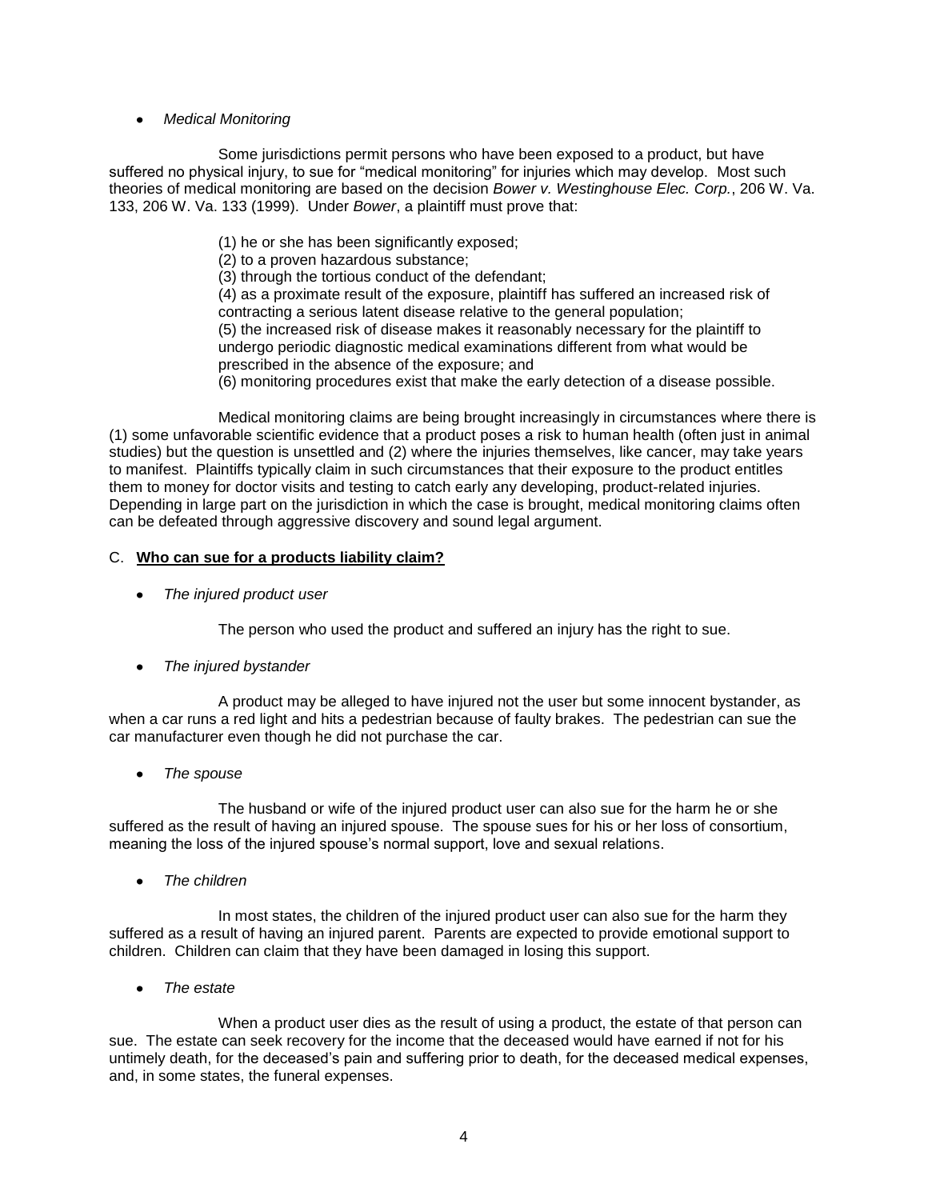- *Medical Monitoring*

Some jurisdictions permit persons who have been exposed to a product, but have suffered no physical injury, to sue for "medical monitoring" for injuries which may develop. Most such theories of medical monitoring are based on the decision *Bower v. Westinghouse Elec. Corp.*, 206 W. Va. 133, 206 W. Va. 133 (1999). Under *Bower*, a plaintiff must prove that:

> (1) he or she has been significantly exposed;
> (2) to a proven hazardous substance;
> (3) through the tortious conduct of the defendant;
> (4) as a proximate result of the exposure, plaintiff has suffered an increased risk of contracting a serious latent disease relative to the general population;
> (5) the increased risk of disease makes it reasonably necessary for the plaintiff to undergo periodic diagnostic medical examinations different from what would be prescribed in the absence of the exposure; and
> (6) monitoring procedures exist that make the early detection of a disease possible.

Medical monitoring claims are being brought increasingly in circumstances where there is (1) some unfavorable scientific evidence that a product poses a risk to human health (often just in animal studies) but the question is unsettled and (2) where the injuries themselves, like cancer, may take years to manifest. Plaintiffs typically claim in such circumstances that their exposure to the product entitles them to money for doctor visits and testing to catch early any developing, product-related injuries. Depending in large part on the jurisdiction in which the case is brought, medical monitoring claims often can be defeated through aggressive discovery and sound legal argument.

## C. **Who can sue for a products liability claim?**

- *The injured product user*

The person who used the product and suffered an injury has the right to sue.

- *The injured bystander*

A product may be alleged to have injured not the user but some innocent bystander, as when a car runs a red light and hits a pedestrian because of faulty brakes. The pedestrian can sue the car manufacturer even though he did not purchase the car.

- *The spouse*

The husband or wife of the injured product user can also sue for the harm he or she suffered as the result of having an injured spouse. The spouse sues for his or her loss of consortium, meaning the loss of the injured spouse's normal support, love and sexual relations.

- *The children*

In most states, the children of the injured product user can also sue for the harm they suffered as a result of having an injured parent. Parents are expected to provide emotional support to children. Children can claim that they have been damaged in losing this support.

- *The estate*

When a product user dies as the result of using a product, the estate of that person can sue. The estate can seek recovery for the income that the deceased would have earned if not for his untimely death, for the deceased's pain and suffering prior to death, for the deceased medical expenses, and, in some states, the funeral expenses.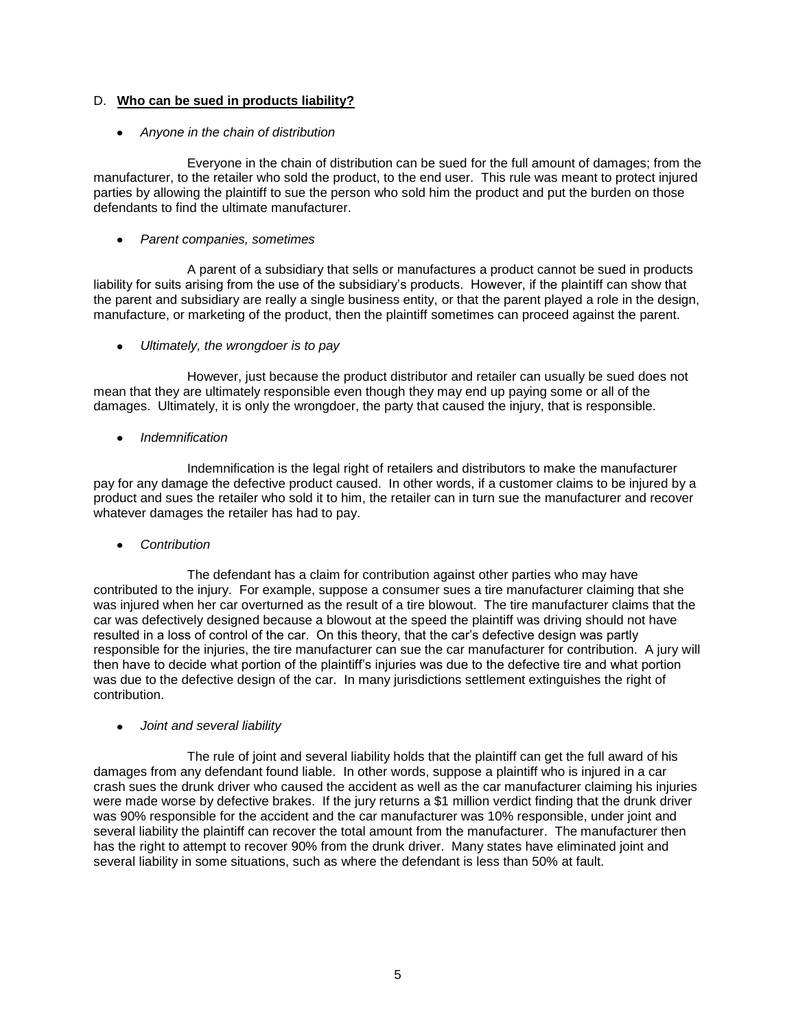D. **Who can be sued in products liability?**

- *Anyone in the chain of distribution*

Everyone in the chain of distribution can be sued for the full amount of damages; from the manufacturer, to the retailer who sold the product, to the end user. This rule was meant to protect injured parties by allowing the plaintiff to sue the person who sold him the product and put the burden on those defendants to find the ultimate manufacturer.

- *Parent companies, sometimes*

A parent of a subsidiary that sells or manufactures a product cannot be sued in products liability for suits arising from the use of the subsidiary's products. However, if the plaintiff can show that the parent and subsidiary are really a single business entity, or that the parent played a role in the design, manufacture, or marketing of the product, then the plaintiff sometimes can proceed against the parent.

- *Ultimately, the wrongdoer is to pay*

However, just because the product distributor and retailer can usually be sued does not mean that they are ultimately responsible even though they may end up paying some or all of the damages. Ultimately, it is only the wrongdoer, the party that caused the injury, that is responsible.

- *Indemnification*

Indemnification is the legal right of retailers and distributors to make the manufacturer pay for any damage the defective product caused. In other words, if a customer claims to be injured by a product and sues the retailer who sold it to him, the retailer can in turn sue the manufacturer and recover whatever damages the retailer has had to pay.

- *Contribution*

The defendant has a claim for contribution against other parties who may have contributed to the injury. For example, suppose a consumer sues a tire manufacturer claiming that she was injured when her car overturned as the result of a tire blowout. The tire manufacturer claims that the car was defectively designed because a blowout at the speed the plaintiff was driving should not have resulted in a loss of control of the car. On this theory, that the car's defective design was partly responsible for the injuries, the tire manufacturer can sue the car manufacturer for contribution. A jury will then have to decide what portion of the plaintiff's injuries was due to the defective tire and what portion was due to the defective design of the car. In many jurisdictions settlement extinguishes the right of contribution.

- *Joint and several liability*

The rule of joint and several liability holds that the plaintiff can get the full award of his damages from any defendant found liable. In other words, suppose a plaintiff who is injured in a car crash sues the drunk driver who caused the accident as well as the car manufacturer claiming his injuries were made worse by defective brakes. If the jury returns a $1 million verdict finding that the drunk driver was 90% responsible for the accident and the car manufacturer was 10% responsible, under joint and several liability the plaintiff can recover the total amount from the manufacturer. The manufacturer then has the right to attempt to recover 90% from the drunk driver. Many states have eliminated joint and several liability in some situations, such as where the defendant is less than 50% at fault.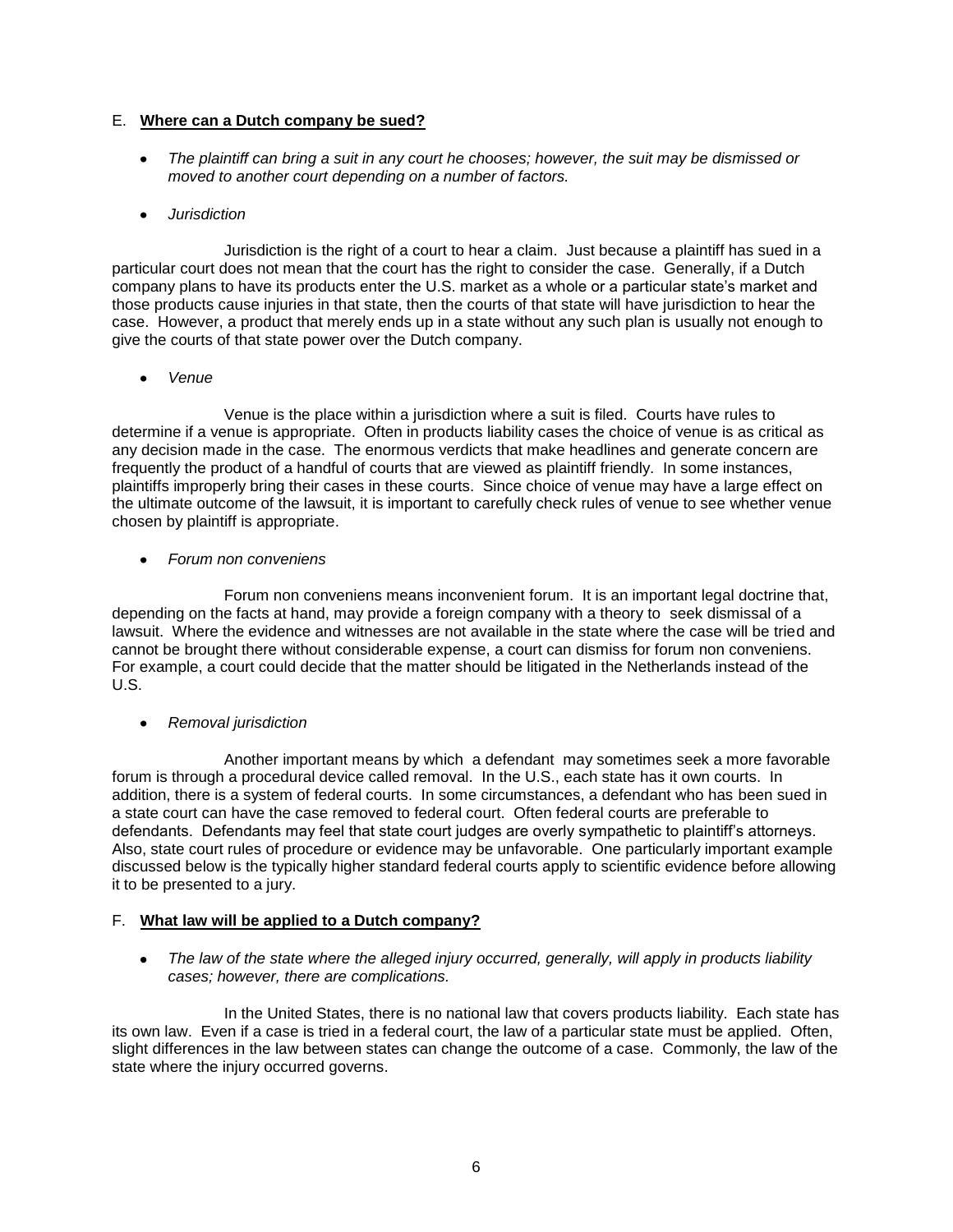E. **Where can a Dutch company be sued?**

- *The plaintiff can bring a suit in any court he chooses; however, the suit may be dismissed or moved to another court depending on a number of factors.*

- *Jurisdiction*

Jurisdiction is the right of a court to hear a claim. Just because a plaintiff has sued in a particular court does not mean that the court has the right to consider the case. Generally, if a Dutch company plans to have its products enter the U.S. market as a whole or a particular state's market and those products cause injuries in that state, then the courts of that state will have jurisdiction to hear the case. However, a product that merely ends up in a state without any such plan is usually not enough to give the courts of that state power over the Dutch company.

- *Venue*

Venue is the place within a jurisdiction where a suit is filed. Courts have rules to determine if a venue is appropriate. Often in products liability cases the choice of venue is as critical as any decision made in the case. The enormous verdicts that make headlines and generate concern are frequently the product of a handful of courts that are viewed as plaintiff friendly. In some instances, plaintiffs improperly bring their cases in these courts. Since choice of venue may have a large effect on the ultimate outcome of the lawsuit, it is important to carefully check rules of venue to see whether venue chosen by plaintiff is appropriate.

- *Forum non conveniens*

Forum non conveniens means inconvenient forum. It is an important legal doctrine that, depending on the facts at hand, may provide a foreign company with a theory to seek dismissal of a lawsuit. Where the evidence and witnesses are not available in the state where the case will be tried and cannot be brought there without considerable expense, a court can dismiss for forum non conveniens. For example, a court could decide that the matter should be litigated in the Netherlands instead of the U.S.

- *Removal jurisdiction*

Another important means by which a defendant may sometimes seek a more favorable forum is through a procedural device called removal. In the U.S., each state has it own courts. In addition, there is a system of federal courts. In some circumstances, a defendant who has been sued in a state court can have the case removed to federal court. Often federal courts are preferable to defendants. Defendants may feel that state court judges are overly sympathetic to plaintiff's attorneys. Also, state court rules of procedure or evidence may be unfavorable. One particularly important example discussed below is the typically higher standard federal courts apply to scientific evidence before allowing it to be presented to a jury.

F. **What law will be applied to a Dutch company?**

- *The law of the state where the alleged injury occurred, generally, will apply in products liability cases; however, there are complications.*

In the United States, there is no national law that covers products liability. Each state has its own law. Even if a case is tried in a federal court, the law of a particular state must be applied. Often, slight differences in the law between states can change the outcome of a case. Commonly, the law of the state where the injury occurred governs.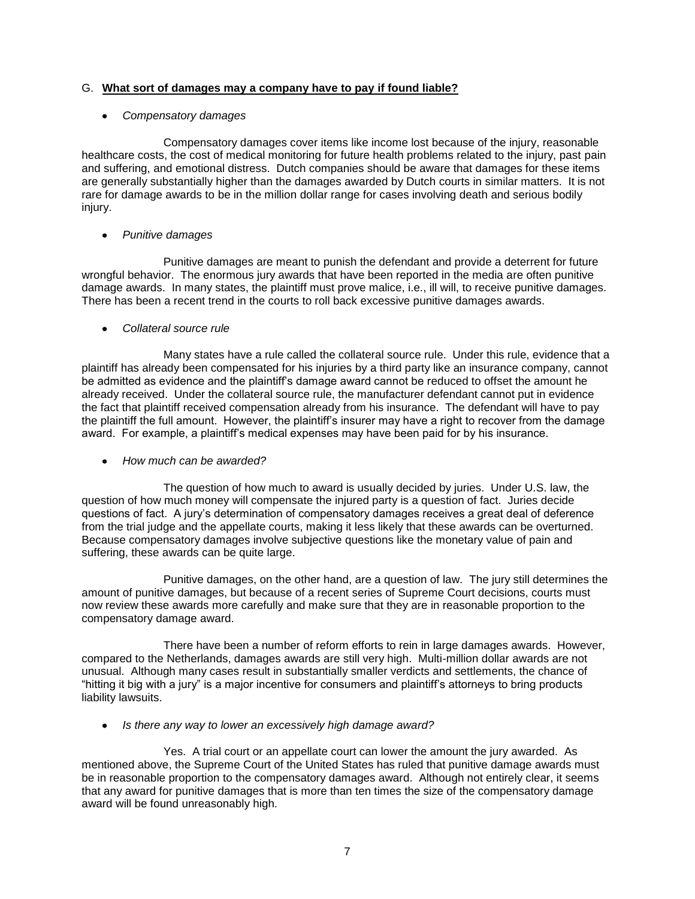## G. **What sort of damages may a company have to pay if found liable?**

- *Compensatory damages*

Compensatory damages cover items like income lost because of the injury, reasonable healthcare costs, the cost of medical monitoring for future health problems related to the injury, past pain and suffering, and emotional distress. Dutch companies should be aware that damages for these items are generally substantially higher than the damages awarded by Dutch courts in similar matters. It is not rare for damage awards to be in the million dollar range for cases involving death and serious bodily injury.

- *Punitive damages*

Punitive damages are meant to punish the defendant and provide a deterrent for future wrongful behavior. The enormous jury awards that have been reported in the media are often punitive damage awards. In many states, the plaintiff must prove malice, i.e., ill will, to receive punitive damages. There has been a recent trend in the courts to roll back excessive punitive damages awards.

- *Collateral source rule*

Many states have a rule called the collateral source rule. Under this rule, evidence that a plaintiff has already been compensated for his injuries by a third party like an insurance company, cannot be admitted as evidence and the plaintiff's damage award cannot be reduced to offset the amount he already received. Under the collateral source rule, the manufacturer defendant cannot put in evidence the fact that plaintiff received compensation already from his insurance. The defendant will have to pay the plaintiff the full amount. However, the plaintiff's insurer may have a right to recover from the damage award. For example, a plaintiff's medical expenses may have been paid for by his insurance.

- *How much can be awarded?*

The question of how much to award is usually decided by juries. Under U.S. law, the question of how much money will compensate the injured party is a question of fact. Juries decide questions of fact. A jury's determination of compensatory damages receives a great deal of deference from the trial judge and the appellate courts, making it less likely that these awards can be overturned. Because compensatory damages involve subjective questions like the monetary value of pain and suffering, these awards can be quite large.

Punitive damages, on the other hand, are a question of law. The jury still determines the amount of punitive damages, but because of a recent series of Supreme Court decisions, courts must now review these awards more carefully and make sure that they are in reasonable proportion to the compensatory damage award.

There have been a number of reform efforts to rein in large damages awards. However, compared to the Netherlands, damages awards are still very high. Multi-million dollar awards are not unusual. Although many cases result in substantially smaller verdicts and settlements, the chance of "hitting it big with a jury" is a major incentive for consumers and plaintiff's attorneys to bring products liability lawsuits.

- *Is there any way to lower an excessively high damage award?*

Yes. A trial court or an appellate court can lower the amount the jury awarded. As mentioned above, the Supreme Court of the United States has ruled that punitive damage awards must be in reasonable proportion to the compensatory damages award. Although not entirely clear, it seems that any award for punitive damages that is more than ten times the size of the compensatory damage award will be found unreasonably high.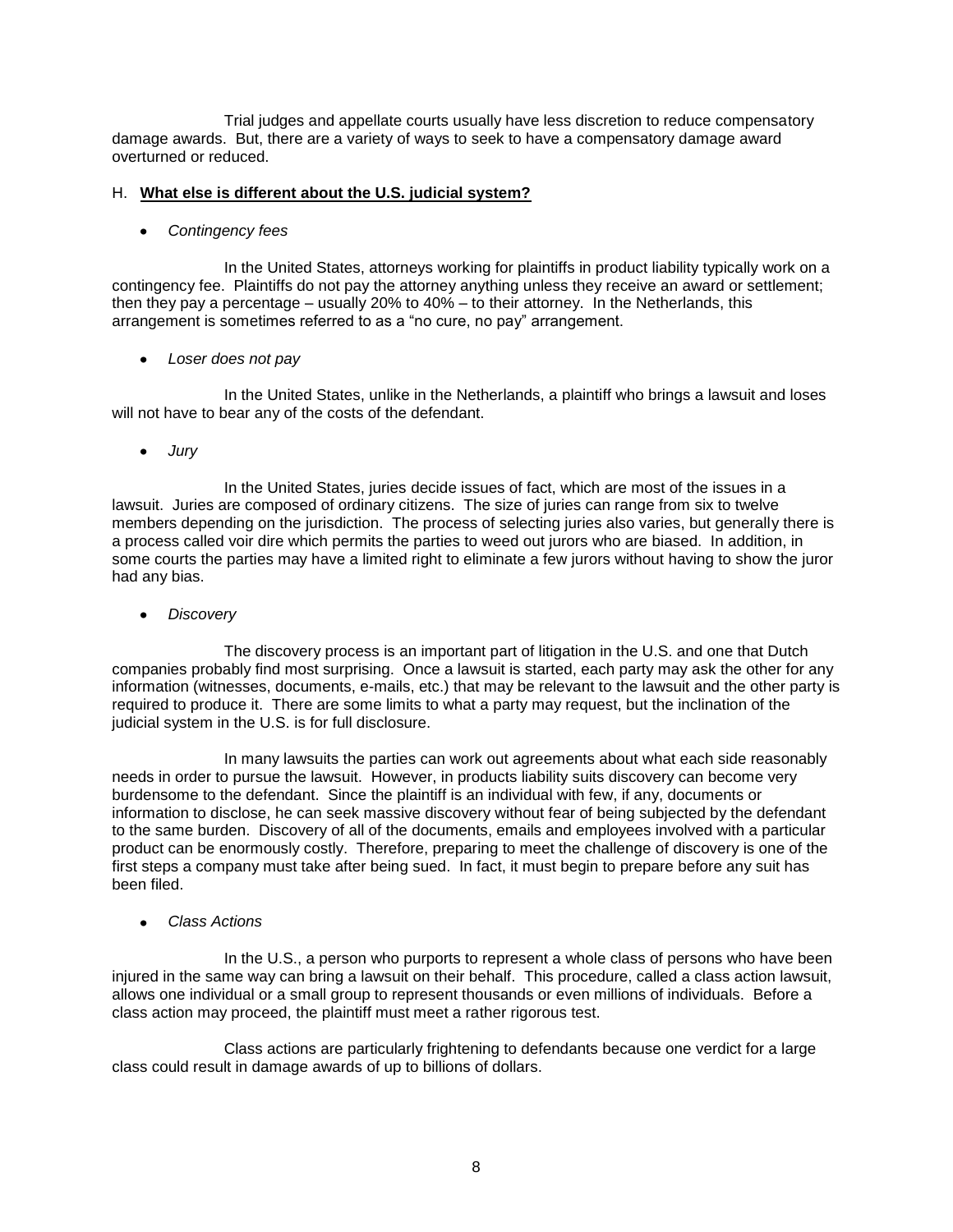Trial judges and appellate courts usually have less discretion to reduce compensatory damage awards. But, there are a variety of ways to seek to have a compensatory damage award overturned or reduced.

## H. **What else is different about the U.S. judicial system?**

- *Contingency fees*

In the United States, attorneys working for plaintiffs in product liability typically work on a contingency fee. Plaintiffs do not pay the attorney anything unless they receive an award or settlement; then they pay a percentage – usually 20% to 40% – to their attorney. In the Netherlands, this arrangement is sometimes referred to as a "no cure, no pay" arrangement.

- *Loser does not pay*

In the United States, unlike in the Netherlands, a plaintiff who brings a lawsuit and loses will not have to bear any of the costs of the defendant.

- *Jury*

In the United States, juries decide issues of fact, which are most of the issues in a lawsuit. Juries are composed of ordinary citizens. The size of juries can range from six to twelve members depending on the jurisdiction. The process of selecting juries also varies, but generally there is a process called voir dire which permits the parties to weed out jurors who are biased. In addition, in some courts the parties may have a limited right to eliminate a few jurors without having to show the juror had any bias.

- *Discovery*

The discovery process is an important part of litigation in the U.S. and one that Dutch companies probably find most surprising. Once a lawsuit is started, each party may ask the other for any information (witnesses, documents, e-mails, etc.) that may be relevant to the lawsuit and the other party is required to produce it. There are some limits to what a party may request, but the inclination of the judicial system in the U.S. is for full disclosure.

In many lawsuits the parties can work out agreements about what each side reasonably needs in order to pursue the lawsuit. However, in products liability suits discovery can become very burdensome to the defendant. Since the plaintiff is an individual with few, if any, documents or information to disclose, he can seek massive discovery without fear of being subjected by the defendant to the same burden. Discovery of all of the documents, emails and employees involved with a particular product can be enormously costly. Therefore, preparing to meet the challenge of discovery is one of the first steps a company must take after being sued. In fact, it must begin to prepare before any suit has been filed.

- *Class Actions*

In the U.S., a person who purports to represent a whole class of persons who have been injured in the same way can bring a lawsuit on their behalf. This procedure, called a class action lawsuit, allows one individual or a small group to represent thousands or even millions of individuals. Before a class action may proceed, the plaintiff must meet a rather rigorous test.

Class actions are particularly frightening to defendants because one verdict for a large class could result in damage awards of up to billions of dollars.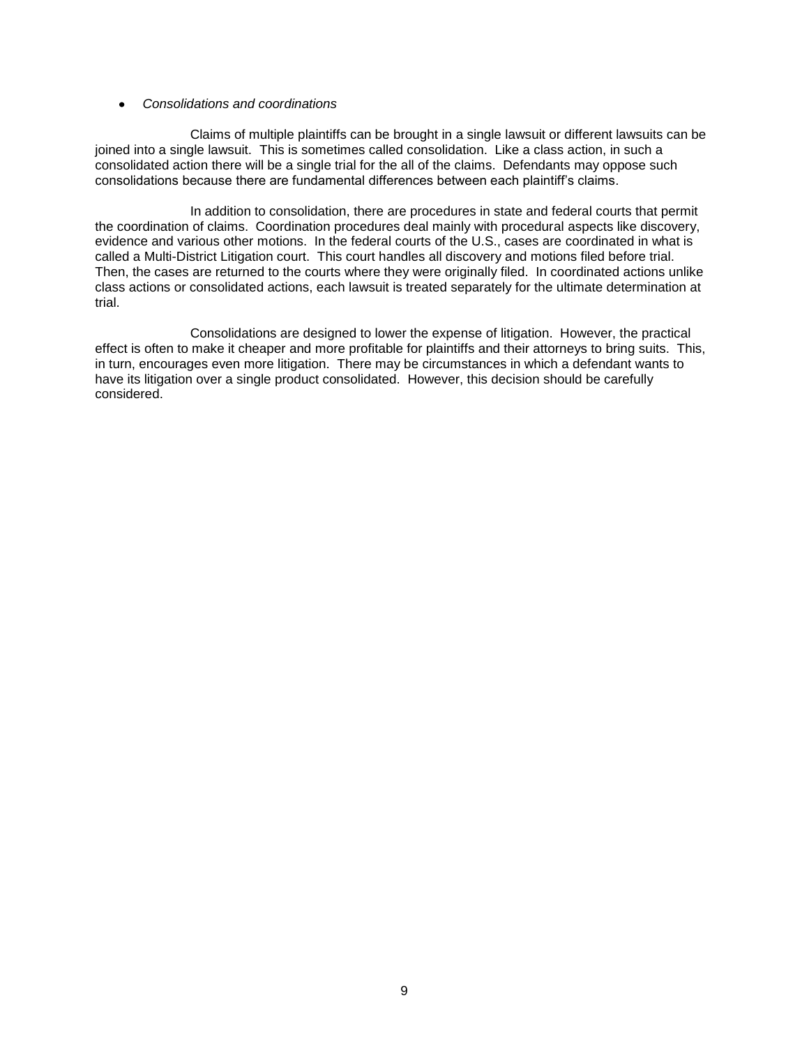- *Consolidations and coordinations*

Claims of multiple plaintiffs can be brought in a single lawsuit or different lawsuits can be joined into a single lawsuit. This is sometimes called consolidation. Like a class action, in such a consolidated action there will be a single trial for the all of the claims. Defendants may oppose such consolidations because there are fundamental differences between each plaintiff's claims.

In addition to consolidation, there are procedures in state and federal courts that permit the coordination of claims. Coordination procedures deal mainly with procedural aspects like discovery, evidence and various other motions. In the federal courts of the U.S., cases are coordinated in what is called a Multi-District Litigation court. This court handles all discovery and motions filed before trial. Then, the cases are returned to the courts where they were originally filed. In coordinated actions unlike class actions or consolidated actions, each lawsuit is treated separately for the ultimate determination at trial.

Consolidations are designed to lower the expense of litigation. However, the practical effect is often to make it cheaper and more profitable for plaintiffs and their attorneys to bring suits. This, in turn, encourages even more litigation. There may be circumstances in which a defendant wants to have its litigation over a single product consolidated. However, this decision should be carefully considered.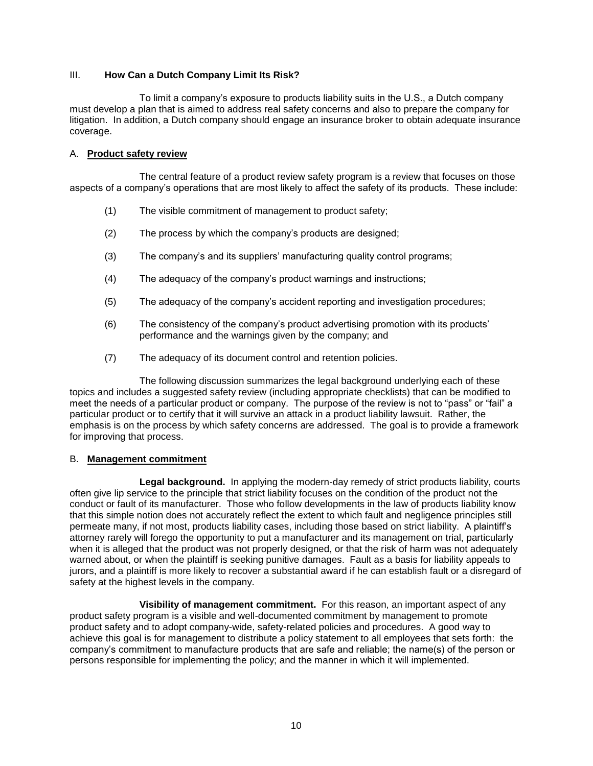## III. **How Can a Dutch Company Limit Its Risk?**

To limit a company's exposure to products liability suits in the U.S., a Dutch company must develop a plan that is aimed to address real safety concerns and also to prepare the company for litigation. In addition, a Dutch company should engage an insurance broker to obtain adequate insurance coverage.

### A. **Product safety review**

The central feature of a product review safety program is a review that focuses on those aspects of a company's operations that are most likely to affect the safety of its products. These include:

(1) The visible commitment of management to product safety;

(2) The process by which the company's products are designed;

(3) The company's and its suppliers' manufacturing quality control programs;

(4) The adequacy of the company's product warnings and instructions;

(5) The adequacy of the company's accident reporting and investigation procedures;

(6) The consistency of the company's product advertising promotion with its products' performance and the warnings given by the company; and

(7) The adequacy of its document control and retention policies.

The following discussion summarizes the legal background underlying each of these topics and includes a suggested safety review (including appropriate checklists) that can be modified to meet the needs of a particular product or company. The purpose of the review is not to "pass" or "fail" a particular product or to certify that it will survive an attack in a product liability lawsuit. Rather, the emphasis is on the process by which safety concerns are addressed. The goal is to provide a framework for improving that process.

### B. **Management commitment**

**Legal background.** In applying the modern-day remedy of strict products liability, courts often give lip service to the principle that strict liability focuses on the condition of the product not the conduct or fault of its manufacturer. Those who follow developments in the law of products liability know that this simple notion does not accurately reflect the extent to which fault and negligence principles still permeate many, if not most, products liability cases, including those based on strict liability. A plaintiff's attorney rarely will forego the opportunity to put a manufacturer and its management on trial, particularly when it is alleged that the product was not properly designed, or that the risk of harm was not adequately warned about, or when the plaintiff is seeking punitive damages. Fault as a basis for liability appeals to jurors, and a plaintiff is more likely to recover a substantial award if he can establish fault or a disregard of safety at the highest levels in the company.

**Visibility of management commitment.** For this reason, an important aspect of any product safety program is a visible and well-documented commitment by management to promote product safety and to adopt company-wide, safety-related policies and procedures. A good way to achieve this goal is for management to distribute a policy statement to all employees that sets forth: the company's commitment to manufacture products that are safe and reliable; the name(s) of the person or persons responsible for implementing the policy; and the manner in which it will implemented.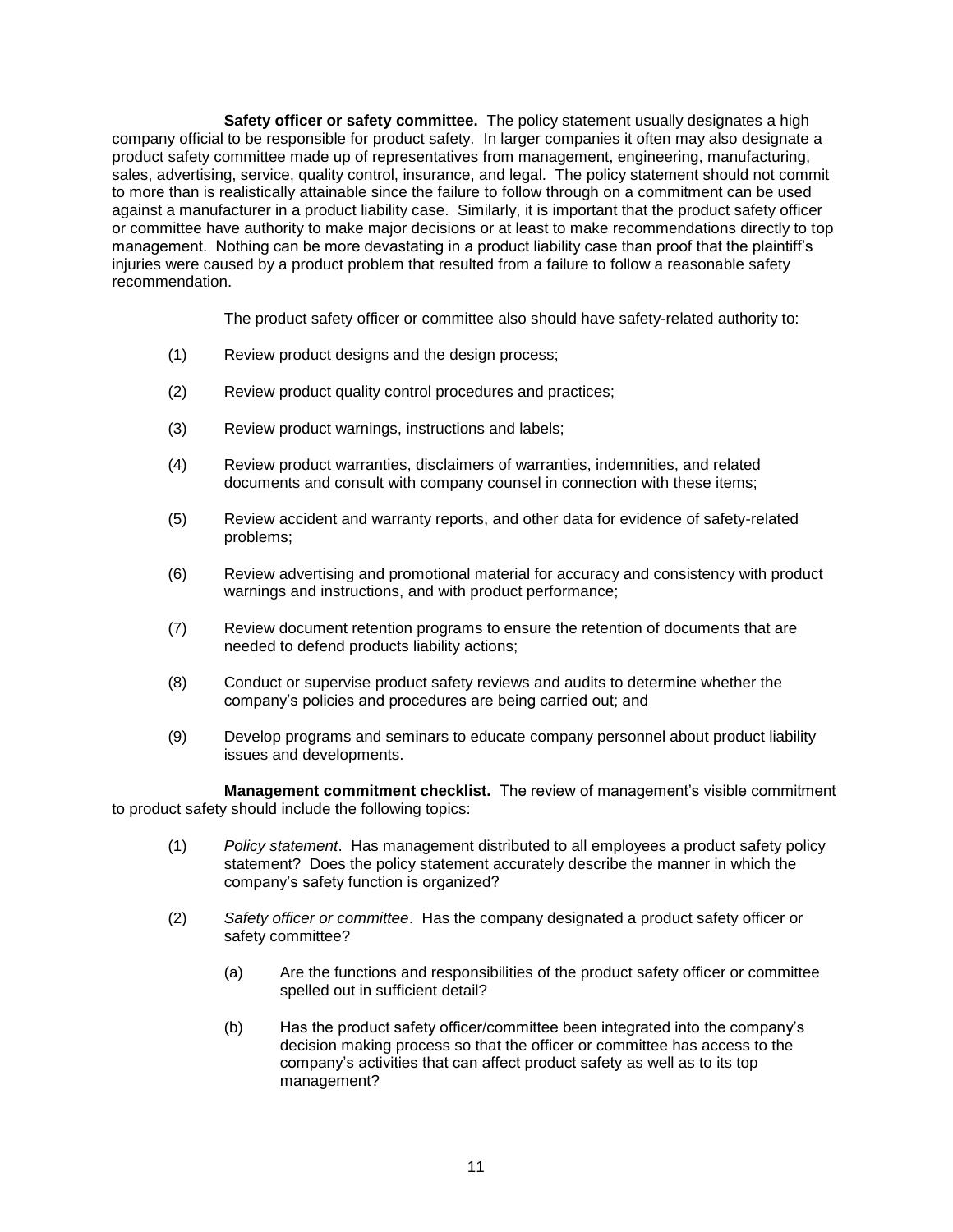**Safety officer or safety committee.** The policy statement usually designates a high company official to be responsible for product safety. In larger companies it often may also designate a product safety committee made up of representatives from management, engineering, manufacturing, sales, advertising, service, quality control, insurance, and legal. The policy statement should not commit to more than is realistically attainable since the failure to follow through on a commitment can be used against a manufacturer in a product liability case. Similarly, it is important that the product safety officer or committee have authority to make major decisions or at least to make recommendations directly to top management. Nothing can be more devastating in a product liability case than proof that the plaintiff's injuries were caused by a product problem that resulted from a failure to follow a reasonable safety recommendation.

The product safety officer or committee also should have safety-related authority to:

(1) Review product designs and the design process;

(2) Review product quality control procedures and practices;

(3) Review product warnings, instructions and labels;

(4) Review product warranties, disclaimers of warranties, indemnities, and related documents and consult with company counsel in connection with these items;

(5) Review accident and warranty reports, and other data for evidence of safety-related problems;

(6) Review advertising and promotional material for accuracy and consistency with product warnings and instructions, and with product performance;

(7) Review document retention programs to ensure the retention of documents that are needed to defend products liability actions;

(8) Conduct or supervise product safety reviews and audits to determine whether the company's policies and procedures are being carried out; and

(9) Develop programs and seminars to educate company personnel about product liability issues and developments.

**Management commitment checklist.** The review of management's visible commitment to product safety should include the following topics:

(1) *Policy statement*. Has management distributed to all employees a product safety policy statement? Does the policy statement accurately describe the manner in which the company's safety function is organized?

(2) *Safety officer or committee*. Has the company designated a product safety officer or safety committee?

   (a) Are the functions and responsibilities of the product safety officer or committee spelled out in sufficient detail?

   (b) Has the product safety officer/committee been integrated into the company's decision making process so that the officer or committee has access to the company's activities that can affect product safety as well as to its top management?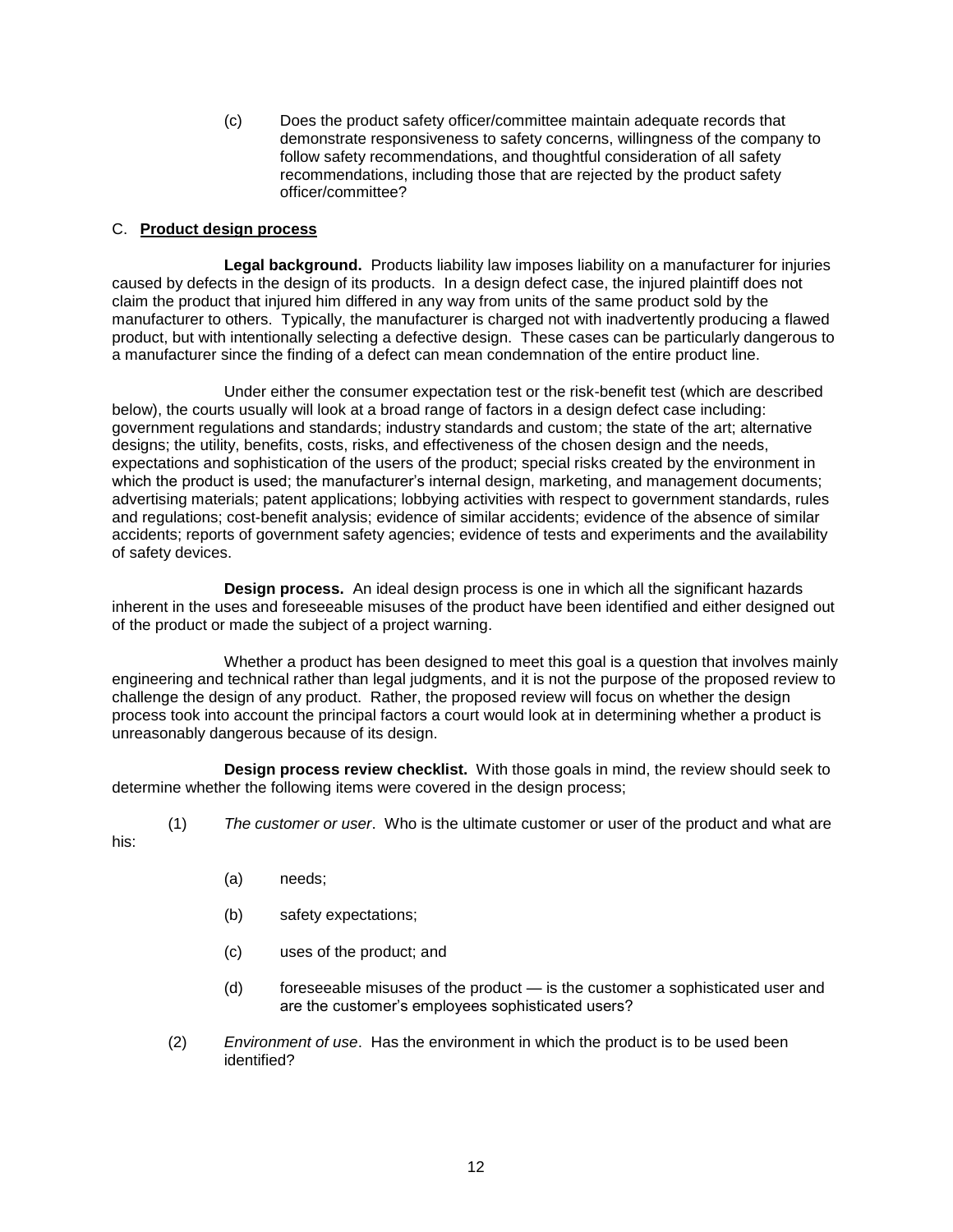(c) Does the product safety officer/committee maintain adequate records that demonstrate responsiveness to safety concerns, willingness of the company to follow safety recommendations, and thoughtful consideration of all safety recommendations, including those that are rejected by the product safety officer/committee?

C. **Product design process**

**Legal background.** Products liability law imposes liability on a manufacturer for injuries caused by defects in the design of its products. In a design defect case, the injured plaintiff does not claim the product that injured him differed in any way from units of the same product sold by the manufacturer to others. Typically, the manufacturer is charged not with inadvertently producing a flawed product, but with intentionally selecting a defective design. These cases can be particularly dangerous to a manufacturer since the finding of a defect can mean condemnation of the entire product line.

Under either the consumer expectation test or the risk-benefit test (which are described below), the courts usually will look at a broad range of factors in a design defect case including: government regulations and standards; industry standards and custom; the state of the art; alternative designs; the utility, benefits, costs, risks, and effectiveness of the chosen design and the needs, expectations and sophistication of the users of the product; special risks created by the environment in which the product is used; the manufacturer's internal design, marketing, and management documents; advertising materials; patent applications; lobbying activities with respect to government standards, rules and regulations; cost-benefit analysis; evidence of similar accidents; evidence of the absence of similar accidents; reports of government safety agencies; evidence of tests and experiments and the availability of safety devices.

**Design process.** An ideal design process is one in which all the significant hazards inherent in the uses and foreseeable misuses of the product have been identified and either designed out of the product or made the subject of a project warning.

Whether a product has been designed to meet this goal is a question that involves mainly engineering and technical rather than legal judgments, and it is not the purpose of the proposed review to challenge the design of any product. Rather, the proposed review will focus on whether the design process took into account the principal factors a court would look at in determining whether a product is unreasonably dangerous because of its design.

**Design process review checklist.** With those goals in mind, the review should seek to determine whether the following items were covered in the design process;

(1) *The customer or user*. Who is the ultimate customer or user of the product and what are his:

(a) needs;

(b) safety expectations;

(c) uses of the product; and

(d) foreseeable misuses of the product — is the customer a sophisticated user and are the customer's employees sophisticated users?

(2) *Environment of use*. Has the environment in which the product is to be used been identified?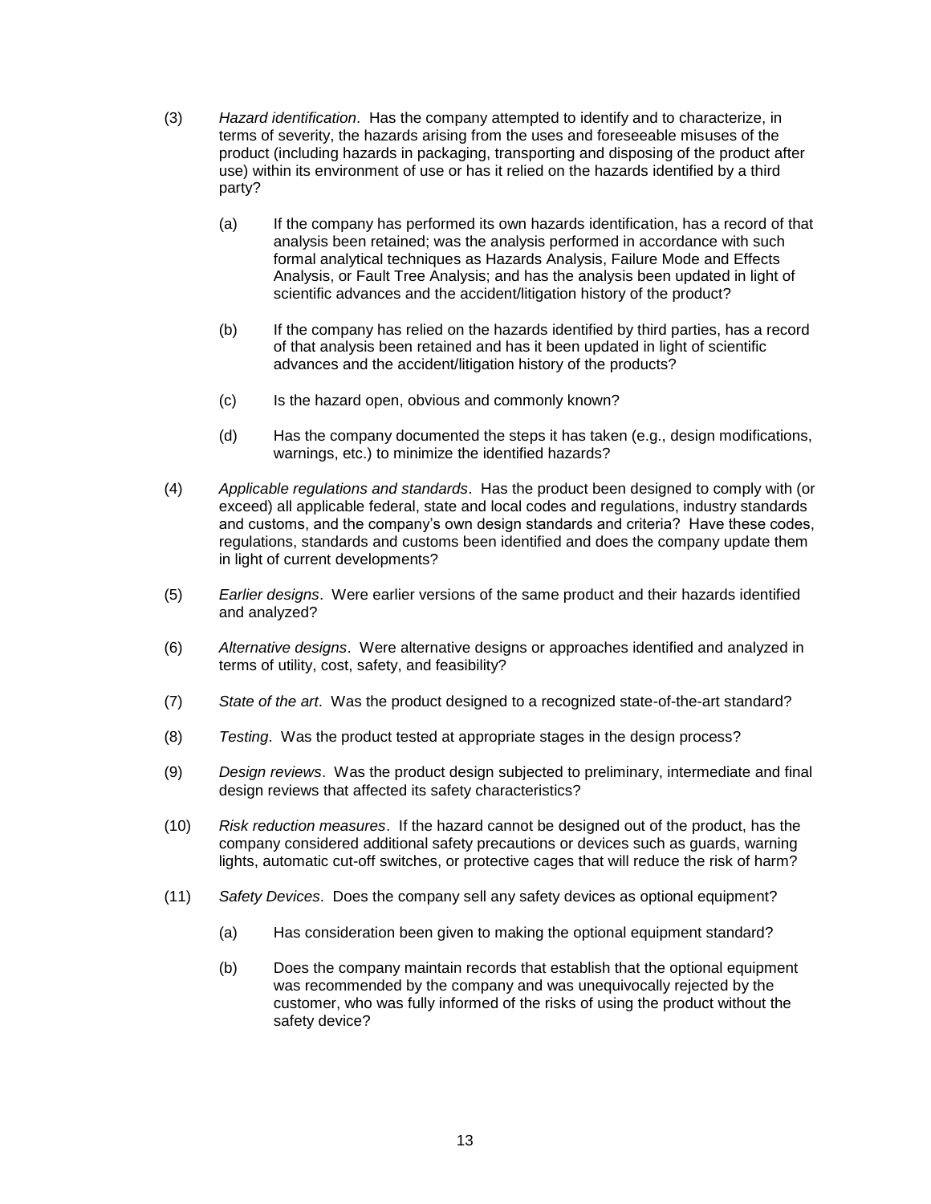(3) *Hazard identification*. Has the company attempted to identify and to characterize, in terms of severity, the hazards arising from the uses and foreseeable misuses of the product (including hazards in packaging, transporting and disposing of the product after use) within its environment of use or has it relied on the hazards identified by a third party?

  (a) If the company has performed its own hazards identification, has a record of that analysis been retained; was the analysis performed in accordance with such formal analytical techniques as Hazards Analysis, Failure Mode and Effects Analysis, or Fault Tree Analysis; and has the analysis been updated in light of scientific advances and the accident/litigation history of the product?

  (b) If the company has relied on the hazards identified by third parties, has a record of that analysis been retained and has it been updated in light of scientific advances and the accident/litigation history of the products?

  (c) Is the hazard open, obvious and commonly known?

  (d) Has the company documented the steps it has taken (e.g., design modifications, warnings, etc.) to minimize the identified hazards?

(4) *Applicable regulations and standards*. Has the product been designed to comply with (or exceed) all applicable federal, state and local codes and regulations, industry standards and customs, and the company's own design standards and criteria? Have these codes, regulations, standards and customs been identified and does the company update them in light of current developments?

(5) *Earlier designs*. Were earlier versions of the same product and their hazards identified and analyzed?

(6) *Alternative designs*. Were alternative designs or approaches identified and analyzed in terms of utility, cost, safety, and feasibility?

(7) *State of the art*. Was the product designed to a recognized state-of-the-art standard?

(8) *Testing*. Was the product tested at appropriate stages in the design process?

(9) *Design reviews*. Was the product design subjected to preliminary, intermediate and final design reviews that affected its safety characteristics?

(10) *Risk reduction measures*. If the hazard cannot be designed out of the product, has the company considered additional safety precautions or devices such as guards, warning lights, automatic cut-off switches, or protective cages that will reduce the risk of harm?

(11) *Safety Devices*. Does the company sell any safety devices as optional equipment?

  (a) Has consideration been given to making the optional equipment standard?

  (b) Does the company maintain records that establish that the optional equipment was recommended by the company and was unequivocally rejected by the customer, who was fully informed of the risks of using the product without the safety device?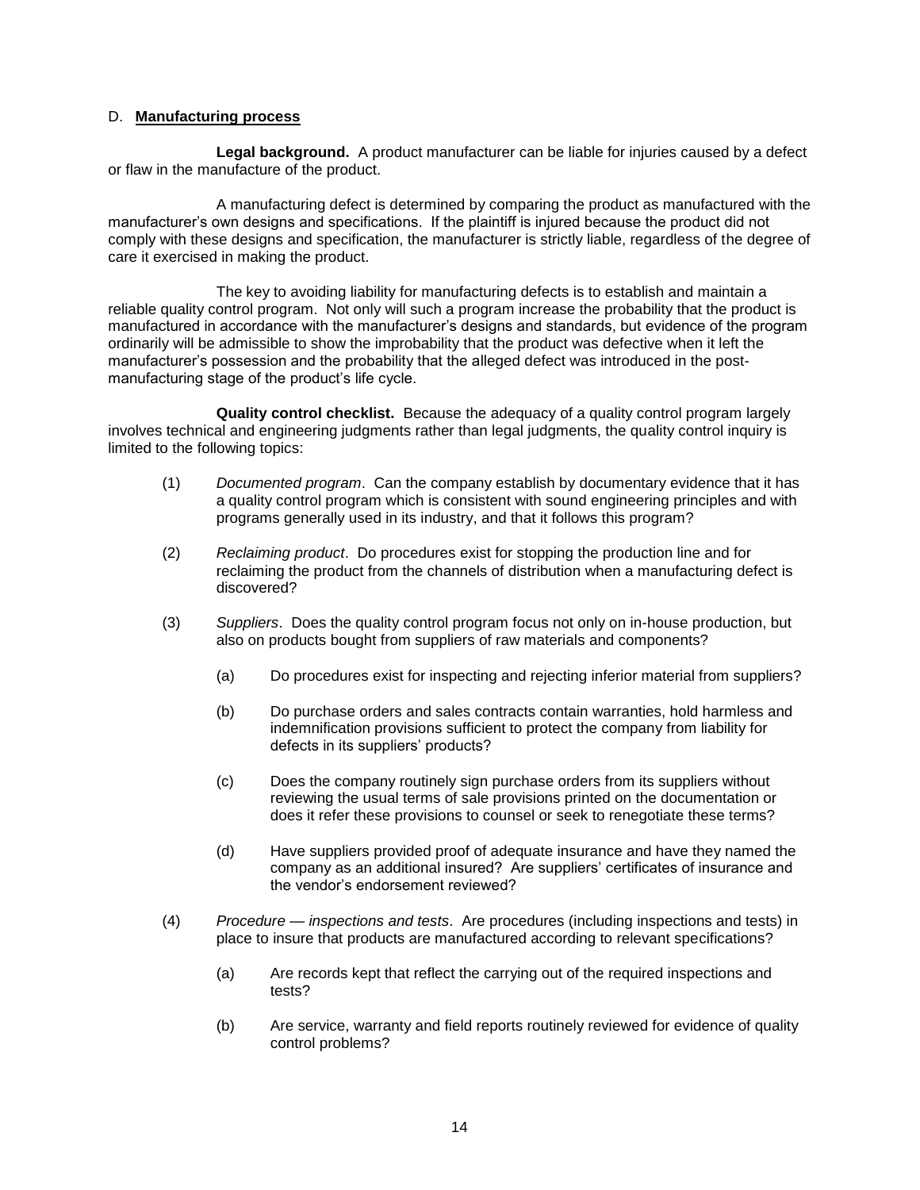D. **Manufacturing process**

**Legal background.** A product manufacturer can be liable for injuries caused by a defect or flaw in the manufacture of the product.

A manufacturing defect is determined by comparing the product as manufactured with the manufacturer's own designs and specifications. If the plaintiff is injured because the product did not comply with these designs and specification, the manufacturer is strictly liable, regardless of the degree of care it exercised in making the product.

The key to avoiding liability for manufacturing defects is to establish and maintain a reliable quality control program. Not only will such a program increase the probability that the product is manufactured in accordance with the manufacturer's designs and standards, but evidence of the program ordinarily will be admissible to show the improbability that the product was defective when it left the manufacturer's possession and the probability that the alleged defect was introduced in the post-manufacturing stage of the product's life cycle.

**Quality control checklist.** Because the adequacy of a quality control program largely involves technical and engineering judgments rather than legal judgments, the quality control inquiry is limited to the following topics:

(1) *Documented program*. Can the company establish by documentary evidence that it has a quality control program which is consistent with sound engineering principles and with programs generally used in its industry, and that it follows this program?

(2) *Reclaiming product*. Do procedures exist for stopping the production line and for reclaiming the product from the channels of distribution when a manufacturing defect is discovered?

(3) *Suppliers*. Does the quality control program focus not only on in-house production, but also on products bought from suppliers of raw materials and components?

  (a) Do procedures exist for inspecting and rejecting inferior material from suppliers?

  (b) Do purchase orders and sales contracts contain warranties, hold harmless and indemnification provisions sufficient to protect the company from liability for defects in its suppliers' products?

  (c) Does the company routinely sign purchase orders from its suppliers without reviewing the usual terms of sale provisions printed on the documentation or does it refer these provisions to counsel or seek to renegotiate these terms?

  (d) Have suppliers provided proof of adequate insurance and have they named the company as an additional insured? Are suppliers' certificates of insurance and the vendor's endorsement reviewed?

(4) *Procedure — inspections and tests*. Are procedures (including inspections and tests) in place to insure that products are manufactured according to relevant specifications?

  (a) Are records kept that reflect the carrying out of the required inspections and tests?

  (b) Are service, warranty and field reports routinely reviewed for evidence of quality control problems?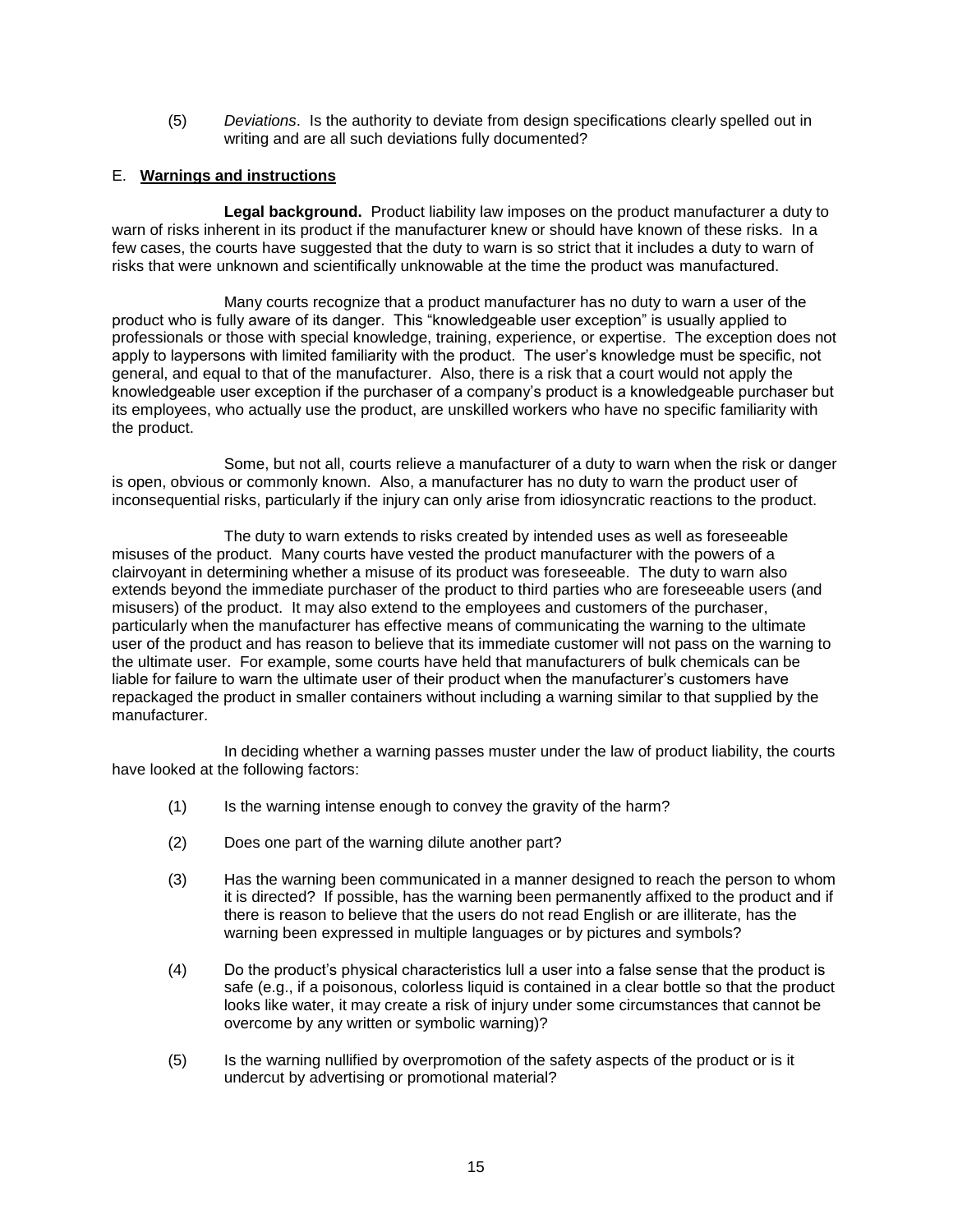(5) *Deviations*. Is the authority to deviate from design specifications clearly spelled out in writing and are all such deviations fully documented?

E. **Warnings and instructions**

**Legal background.** Product liability law imposes on the product manufacturer a duty to warn of risks inherent in its product if the manufacturer knew or should have known of these risks. In a few cases, the courts have suggested that the duty to warn is so strict that it includes a duty to warn of risks that were unknown and scientifically unknowable at the time the product was manufactured.

Many courts recognize that a product manufacturer has no duty to warn a user of the product who is fully aware of its danger. This "knowledgeable user exception" is usually applied to professionals or those with special knowledge, training, experience, or expertise. The exception does not apply to laypersons with limited familiarity with the product. The user's knowledge must be specific, not general, and equal to that of the manufacturer. Also, there is a risk that a court would not apply the knowledgeable user exception if the purchaser of a company's product is a knowledgeable purchaser but its employees, who actually use the product, are unskilled workers who have no specific familiarity with the product.

Some, but not all, courts relieve a manufacturer of a duty to warn when the risk or danger is open, obvious or commonly known. Also, a manufacturer has no duty to warn the product user of inconsequential risks, particularly if the injury can only arise from idiosyncratic reactions to the product.

The duty to warn extends to risks created by intended uses as well as foreseeable misuses of the product. Many courts have vested the product manufacturer with the powers of a clairvoyant in determining whether a misuse of its product was foreseeable. The duty to warn also extends beyond the immediate purchaser of the product to third parties who are foreseeable users (and misusers) of the product. It may also extend to the employees and customers of the purchaser, particularly when the manufacturer has effective means of communicating the warning to the ultimate user of the product and has reason to believe that its immediate customer will not pass on the warning to the ultimate user. For example, some courts have held that manufacturers of bulk chemicals can be liable for failure to warn the ultimate user of their product when the manufacturer's customers have repackaged the product in smaller containers without including a warning similar to that supplied by the manufacturer.

In deciding whether a warning passes muster under the law of product liability, the courts have looked at the following factors:

(1) Is the warning intense enough to convey the gravity of the harm?

(2) Does one part of the warning dilute another part?

(3) Has the warning been communicated in a manner designed to reach the person to whom it is directed? If possible, has the warning been permanently affixed to the product and if there is reason to believe that the users do not read English or are illiterate, has the warning been expressed in multiple languages or by pictures and symbols?

(4) Do the product's physical characteristics lull a user into a false sense that the product is safe (e.g., if a poisonous, colorless liquid is contained in a clear bottle so that the product looks like water, it may create a risk of injury under some circumstances that cannot be overcome by any written or symbolic warning)?

(5) Is the warning nullified by overpromotion of the safety aspects of the product or is it undercut by advertising or promotional material?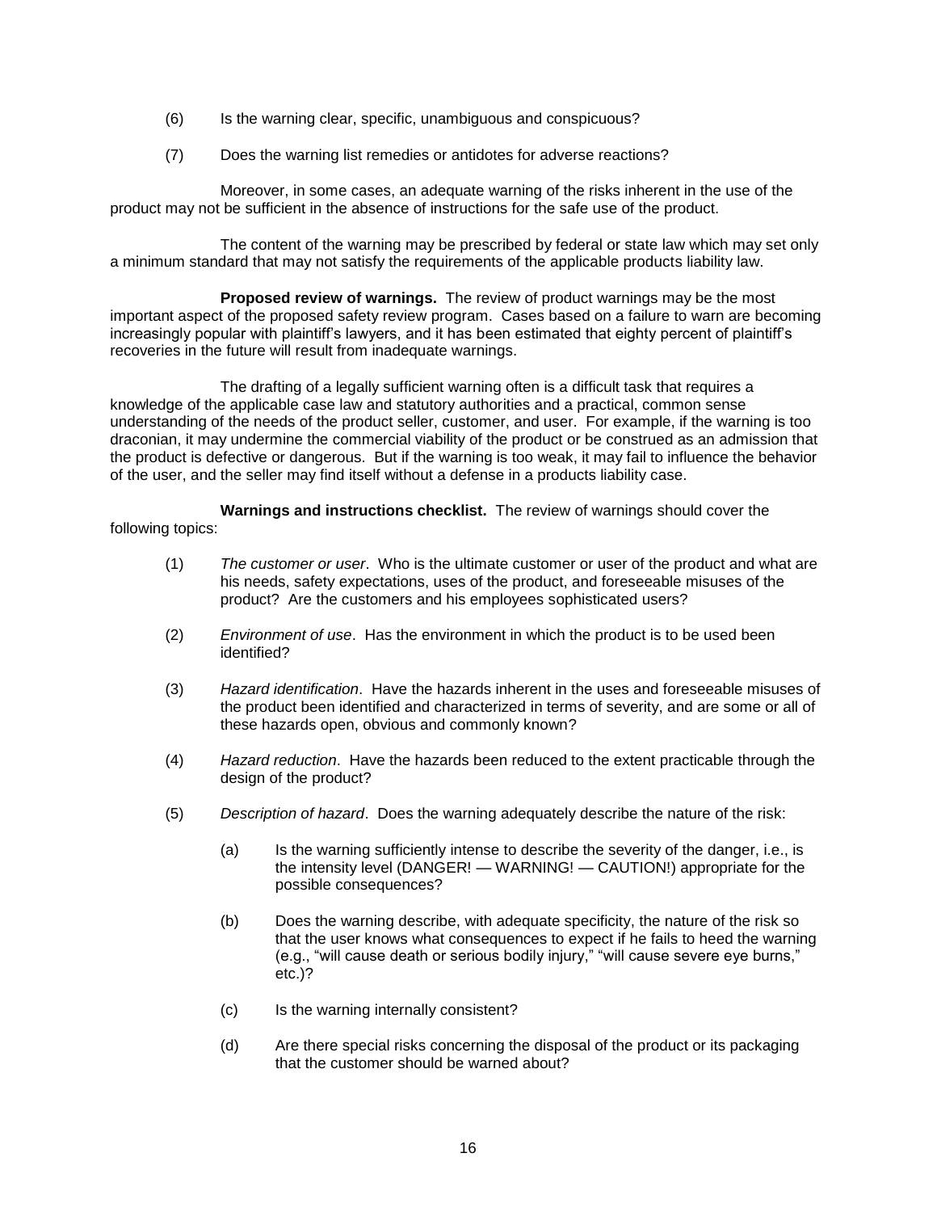(6) Is the warning clear, specific, unambiguous and conspicuous?

(7) Does the warning list remedies or antidotes for adverse reactions?

Moreover, in some cases, an adequate warning of the risks inherent in the use of the product may not be sufficient in the absence of instructions for the safe use of the product.

The content of the warning may be prescribed by federal or state law which may set only a minimum standard that may not satisfy the requirements of the applicable products liability law.

**Proposed review of warnings.** The review of product warnings may be the most important aspect of the proposed safety review program. Cases based on a failure to warn are becoming increasingly popular with plaintiff's lawyers, and it has been estimated that eighty percent of plaintiff's recoveries in the future will result from inadequate warnings.

The drafting of a legally sufficient warning often is a difficult task that requires a knowledge of the applicable case law and statutory authorities and a practical, common sense understanding of the needs of the product seller, customer, and user. For example, if the warning is too draconian, it may undermine the commercial viability of the product or be construed as an admission that the product is defective or dangerous. But if the warning is too weak, it may fail to influence the behavior of the user, and the seller may find itself without a defense in a products liability case.

**Warnings and instructions checklist.** The review of warnings should cover the following topics:

(1) *The customer or user*. Who is the ultimate customer or user of the product and what are his needs, safety expectations, uses of the product, and foreseeable misuses of the product? Are the customers and his employees sophisticated users?

(2) *Environment of use*. Has the environment in which the product is to be used been identified?

(3) *Hazard identification*. Have the hazards inherent in the uses and foreseeable misuses of the product been identified and characterized in terms of severity, and are some or all of these hazards open, obvious and commonly known?

(4) *Hazard reduction*. Have the hazards been reduced to the extent practicable through the design of the product?

(5) *Description of hazard*. Does the warning adequately describe the nature of the risk:

   (a) Is the warning sufficiently intense to describe the severity of the danger, i.e., is the intensity level (DANGER! — WARNING! — CAUTION!) appropriate for the possible consequences?

   (b) Does the warning describe, with adequate specificity, the nature of the risk so that the user knows what consequences to expect if he fails to heed the warning (e.g., "will cause death or serious bodily injury," "will cause severe eye burns," etc.)?

   (c) Is the warning internally consistent?

   (d) Are there special risks concerning the disposal of the product or its packaging that the customer should be warned about?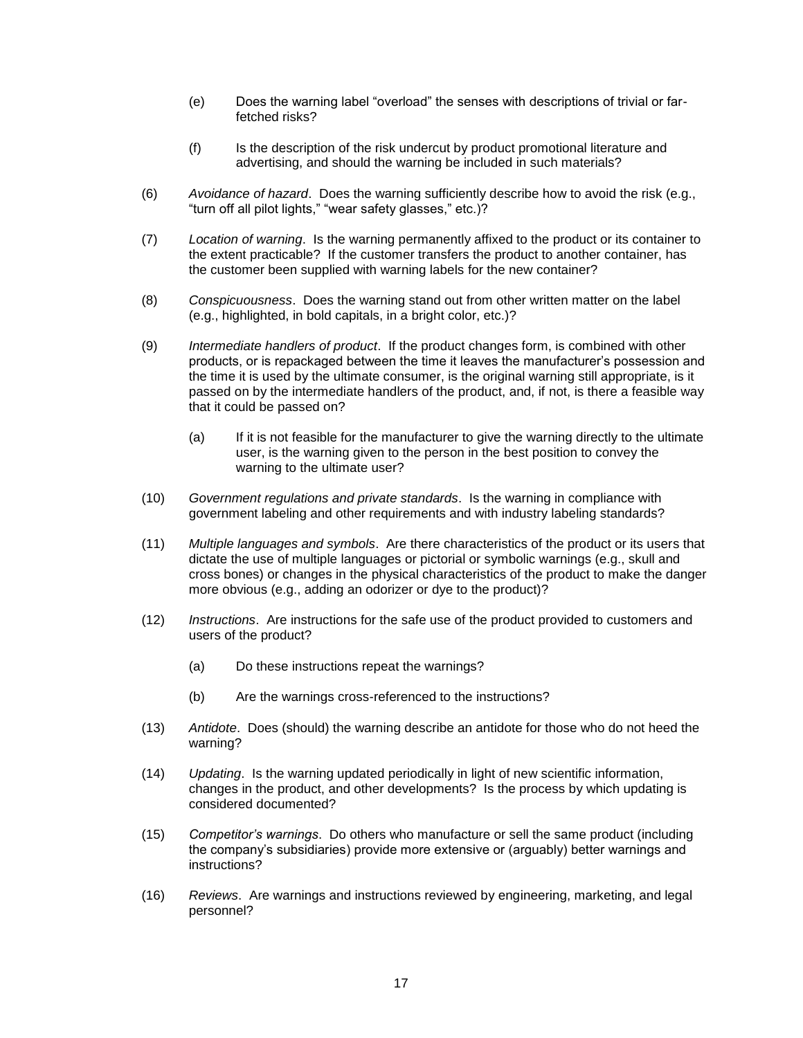(e) Does the warning label "overload" the senses with descriptions of trivial or far-fetched risks?

(f) Is the description of the risk undercut by product promotional literature and advertising, and should the warning be included in such materials?

(6) *Avoidance of hazard*. Does the warning sufficiently describe how to avoid the risk (e.g., "turn off all pilot lights," "wear safety glasses," etc.)?

(7) *Location of warning*. Is the warning permanently affixed to the product or its container to the extent practicable? If the customer transfers the product to another container, has the customer been supplied with warning labels for the new container?

(8) *Conspicuousness*. Does the warning stand out from other written matter on the label (e.g., highlighted, in bold capitals, in a bright color, etc.)?

(9) *Intermediate handlers of product*. If the product changes form, is combined with other products, or is repackaged between the time it leaves the manufacturer's possession and the time it is used by the ultimate consumer, is the original warning still appropriate, is it passed on by the intermediate handlers of the product, and, if not, is there a feasible way that it could be passed on?

(a) If it is not feasible for the manufacturer to give the warning directly to the ultimate user, is the warning given to the person in the best position to convey the warning to the ultimate user?

(10) *Government regulations and private standards*. Is the warning in compliance with government labeling and other requirements and with industry labeling standards?

(11) *Multiple languages and symbols*. Are there characteristics of the product or its users that dictate the use of multiple languages or pictorial or symbolic warnings (e.g., skull and cross bones) or changes in the physical characteristics of the product to make the danger more obvious (e.g., adding an odorizer or dye to the product)?

(12) *Instructions*. Are instructions for the safe use of the product provided to customers and users of the product?

(a) Do these instructions repeat the warnings?

(b) Are the warnings cross-referenced to the instructions?

(13) *Antidote*. Does (should) the warning describe an antidote for those who do not heed the warning?

(14) *Updating*. Is the warning updated periodically in light of new scientific information, changes in the product, and other developments? Is the process by which updating is considered documented?

(15) *Competitor's warnings*. Do others who manufacture or sell the same product (including the company's subsidiaries) provide more extensive or (arguably) better warnings and instructions?

(16) *Reviews*. Are warnings and instructions reviewed by engineering, marketing, and legal personnel?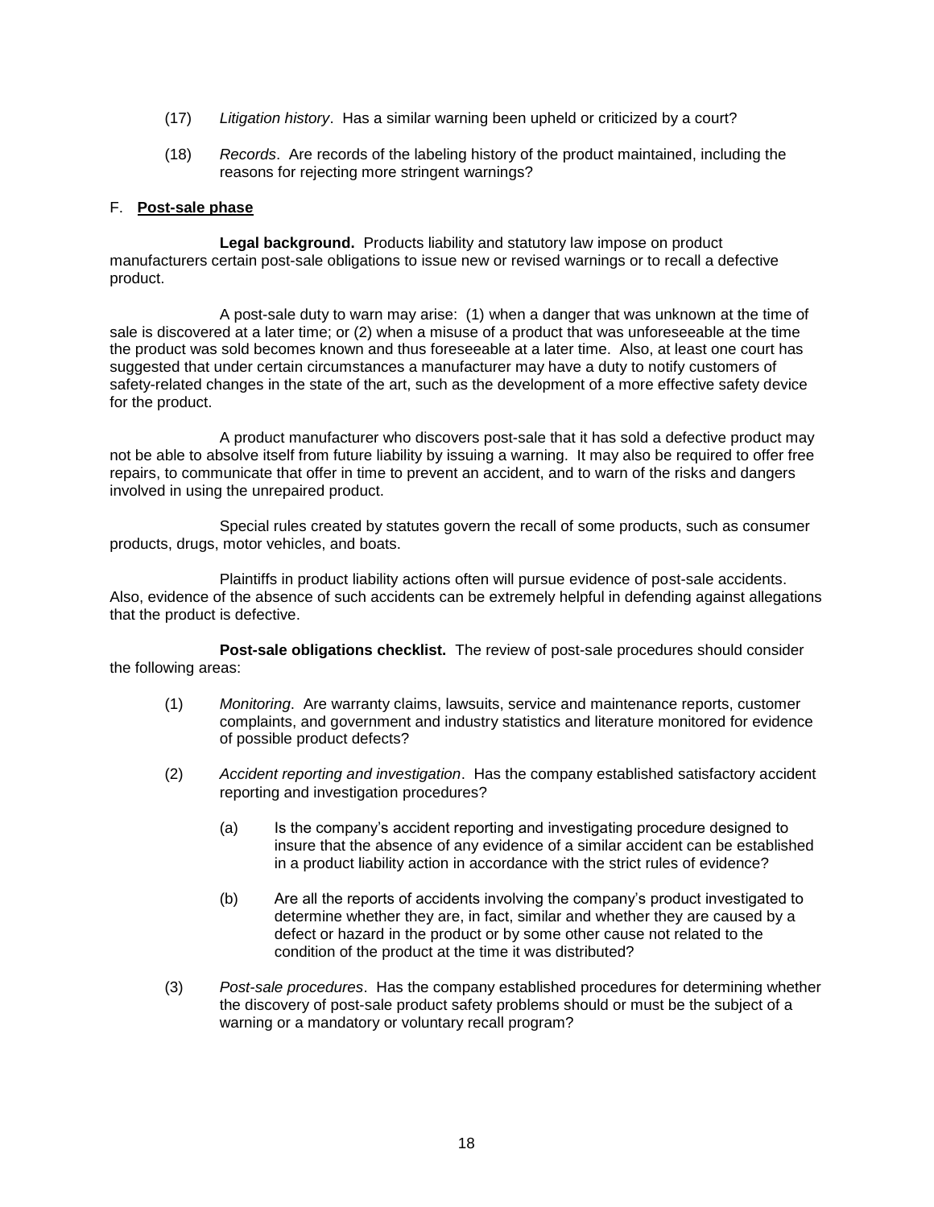(17) *Litigation history*. Has a similar warning been upheld or criticized by a court?

(18) *Records*. Are records of the labeling history of the product maintained, including the reasons for rejecting more stringent warnings?

F. **Post-sale phase**

**Legal background.** Products liability and statutory law impose on product manufacturers certain post-sale obligations to issue new or revised warnings or to recall a defective product.

A post-sale duty to warn may arise: (1) when a danger that was unknown at the time of sale is discovered at a later time; or (2) when a misuse of a product that was unforeseeable at the time the product was sold becomes known and thus foreseeable at a later time. Also, at least one court has suggested that under certain circumstances a manufacturer may have a duty to notify customers of safety-related changes in the state of the art, such as the development of a more effective safety device for the product.

A product manufacturer who discovers post-sale that it has sold a defective product may not be able to absolve itself from future liability by issuing a warning. It may also be required to offer free repairs, to communicate that offer in time to prevent an accident, and to warn of the risks and dangers involved in using the unrepaired product.

Special rules created by statutes govern the recall of some products, such as consumer products, drugs, motor vehicles, and boats.

Plaintiffs in product liability actions often will pursue evidence of post-sale accidents. Also, evidence of the absence of such accidents can be extremely helpful in defending against allegations that the product is defective.

**Post-sale obligations checklist.** The review of post-sale procedures should consider the following areas:

(1) *Monitoring*. Are warranty claims, lawsuits, service and maintenance reports, customer complaints, and government and industry statistics and literature monitored for evidence of possible product defects?

(2) *Accident reporting and investigation*. Has the company established satisfactory accident reporting and investigation procedures?

   (a) Is the company's accident reporting and investigating procedure designed to insure that the absence of any evidence of a similar accident can be established in a product liability action in accordance with the strict rules of evidence?

   (b) Are all the reports of accidents involving the company's product investigated to determine whether they are, in fact, similar and whether they are caused by a defect or hazard in the product or by some other cause not related to the condition of the product at the time it was distributed?

(3) *Post-sale procedures*. Has the company established procedures for determining whether the discovery of post-sale product safety problems should or must be the subject of a warning or a mandatory or voluntary recall program?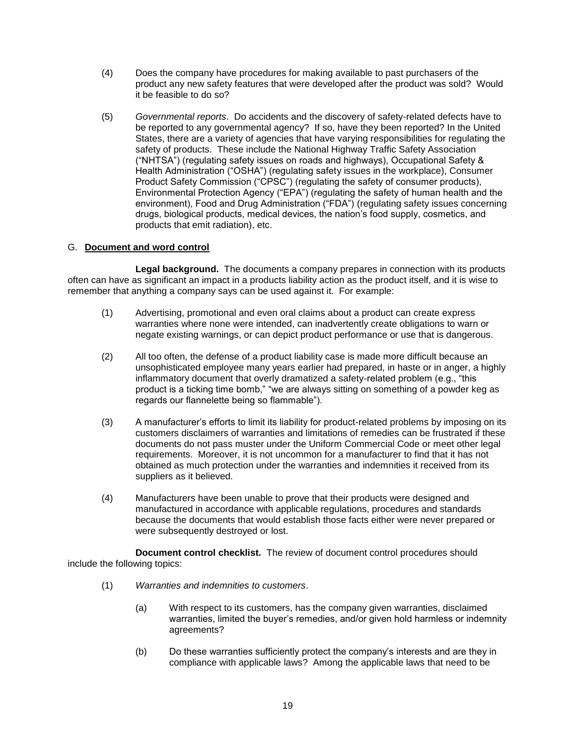(4) Does the company have procedures for making available to past purchasers of the product any new safety features that were developed after the product was sold? Would it be feasible to do so?

(5) *Governmental reports*. Do accidents and the discovery of safety-related defects have to be reported to any governmental agency? If so, have they been reported? In the United States, there are a variety of agencies that have varying responsibilities for regulating the safety of products. These include the National Highway Traffic Safety Association ("NHTSA") (regulating safety issues on roads and highways), Occupational Safety & Health Administration ("OSHA") (regulating safety issues in the workplace), Consumer Product Safety Commission ("CPSC") (regulating the safety of consumer products), Environmental Protection Agency ("EPA") (regulating the safety of human health and the environment), Food and Drug Administration ("FDA") (regulating safety issues concerning drugs, biological products, medical devices, the nation's food supply, cosmetics, and products that emit radiation), etc.

## G. **Document and word control**

**Legal background.** The documents a company prepares in connection with its products often can have as significant an impact in a products liability action as the product itself, and it is wise to remember that anything a company says can be used against it. For example:

(1) Advertising, promotional and even oral claims about a product can create express warranties where none were intended, can inadvertently create obligations to warn or negate existing warnings, or can depict product performance or use that is dangerous.

(2) All too often, the defense of a product liability case is made more difficult because an unsophisticated employee many years earlier had prepared, in haste or in anger, a highly inflammatory document that overly dramatized a safety-related problem (e.g., "this product is a ticking time bomb," "we are always sitting on something of a powder keg as regards our flannelette being so flammable").

(3) A manufacturer's efforts to limit its liability for product-related problems by imposing on its customers disclaimers of warranties and limitations of remedies can be frustrated if these documents do not pass muster under the Uniform Commercial Code or meet other legal requirements. Moreover, it is not uncommon for a manufacturer to find that it has not obtained as much protection under the warranties and indemnities it received from its suppliers as it believed.

(4) Manufacturers have been unable to prove that their products were designed and manufactured in accordance with applicable regulations, procedures and standards because the documents that would establish those facts either were never prepared or were subsequently destroyed or lost.

**Document control checklist.** The review of document control procedures should include the following topics:

(1) *Warranties and indemnities to customers*.

(a) With respect to its customers, has the company given warranties, disclaimed warranties, limited the buyer's remedies, and/or given hold harmless or indemnity agreements?

(b) Do these warranties sufficiently protect the company's interests and are they in compliance with applicable laws? Among the applicable laws that need to be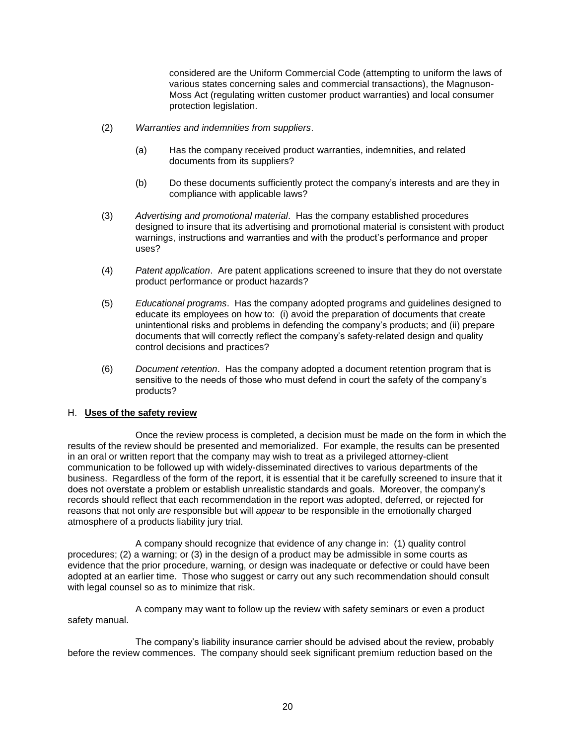considered are the Uniform Commercial Code (attempting to uniform the laws of various states concerning sales and commercial transactions), the Magnuson-Moss Act (regulating written customer product warranties) and local consumer protection legislation.

(2) *Warranties and indemnities from suppliers*.

(a) Has the company received product warranties, indemnities, and related documents from its suppliers?

(b) Do these documents sufficiently protect the company's interests and are they in compliance with applicable laws?

(3) *Advertising and promotional material*. Has the company established procedures designed to insure that its advertising and promotional material is consistent with product warnings, instructions and warranties and with the product's performance and proper uses?

(4) *Patent application*. Are patent applications screened to insure that they do not overstate product performance or product hazards?

(5) *Educational programs*. Has the company adopted programs and guidelines designed to educate its employees on how to: (i) avoid the preparation of documents that create unintentional risks and problems in defending the company's products; and (ii) prepare documents that will correctly reflect the company's safety-related design and quality control decisions and practices?

(6) *Document retention*. Has the company adopted a document retention program that is sensitive to the needs of those who must defend in court the safety of the company's products?

## H. **Uses of the safety review**

Once the review process is completed, a decision must be made on the form in which the results of the review should be presented and memorialized. For example, the results can be presented in an oral or written report that the company may wish to treat as a privileged attorney-client communication to be followed up with widely-disseminated directives to various departments of the business. Regardless of the form of the report, it is essential that it be carefully screened to insure that it does not overstate a problem or establish unrealistic standards and goals. Moreover, the company's records should reflect that each recommendation in the report was adopted, deferred, or rejected for reasons that not only *are* responsible but will *appear* to be responsible in the emotionally charged atmosphere of a products liability jury trial.

A company should recognize that evidence of any change in: (1) quality control procedures; (2) a warning; or (3) in the design of a product may be admissible in some courts as evidence that the prior procedure, warning, or design was inadequate or defective or could have been adopted at an earlier time. Those who suggest or carry out any such recommendation should consult with legal counsel so as to minimize that risk.

A company may want to follow up the review with safety seminars or even a product safety manual.

The company's liability insurance carrier should be advised about the review, probably before the review commences. The company should seek significant premium reduction based on the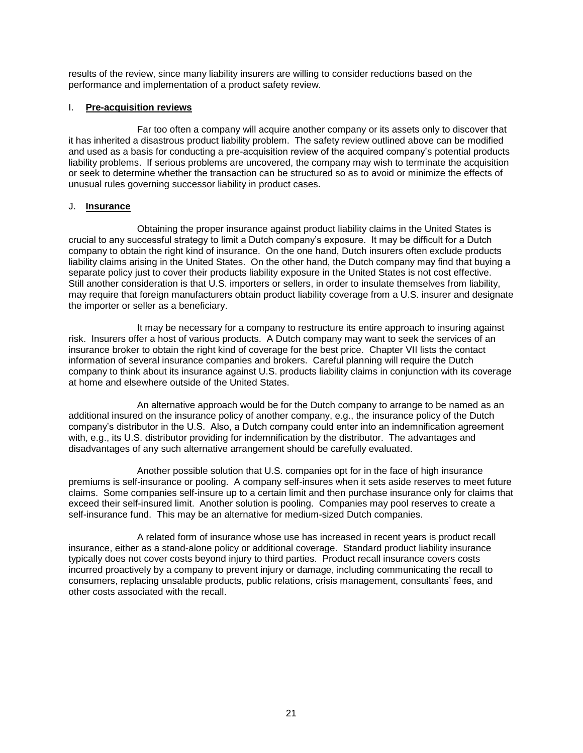results of the review, since many liability insurers are willing to consider reductions based on the performance and implementation of a product safety review.

## I. **Pre-acquisition reviews**

Far too often a company will acquire another company or its assets only to discover that it has inherited a disastrous product liability problem. The safety review outlined above can be modified and used as a basis for conducting a pre-acquisition review of the acquired company's potential products liability problems. If serious problems are uncovered, the company may wish to terminate the acquisition or seek to determine whether the transaction can be structured so as to avoid or minimize the effects of unusual rules governing successor liability in product cases.

## J. **Insurance**

Obtaining the proper insurance against product liability claims in the United States is crucial to any successful strategy to limit a Dutch company's exposure. It may be difficult for a Dutch company to obtain the right kind of insurance. On the one hand, Dutch insurers often exclude products liability claims arising in the United States. On the other hand, the Dutch company may find that buying a separate policy just to cover their products liability exposure in the United States is not cost effective. Still another consideration is that U.S. importers or sellers, in order to insulate themselves from liability, may require that foreign manufacturers obtain product liability coverage from a U.S. insurer and designate the importer or seller as a beneficiary.

It may be necessary for a company to restructure its entire approach to insuring against risk. Insurers offer a host of various products. A Dutch company may want to seek the services of an insurance broker to obtain the right kind of coverage for the best price. Chapter VII lists the contact information of several insurance companies and brokers. Careful planning will require the Dutch company to think about its insurance against U.S. products liability claims in conjunction with its coverage at home and elsewhere outside of the United States.

An alternative approach would be for the Dutch company to arrange to be named as an additional insured on the insurance policy of another company, e.g., the insurance policy of the Dutch company's distributor in the U.S. Also, a Dutch company could enter into an indemnification agreement with, e.g., its U.S. distributor providing for indemnification by the distributor. The advantages and disadvantages of any such alternative arrangement should be carefully evaluated.

Another possible solution that U.S. companies opt for in the face of high insurance premiums is self-insurance or pooling. A company self-insures when it sets aside reserves to meet future claims. Some companies self-insure up to a certain limit and then purchase insurance only for claims that exceed their self-insured limit. Another solution is pooling. Companies may pool reserves to create a self-insurance fund. This may be an alternative for medium-sized Dutch companies.

A related form of insurance whose use has increased in recent years is product recall insurance, either as a stand-alone policy or additional coverage. Standard product liability insurance typically does not cover costs beyond injury to third parties. Product recall insurance covers costs incurred proactively by a company to prevent injury or damage, including communicating the recall to consumers, replacing unsalable products, public relations, crisis management, consultants' fees, and other costs associated with the recall.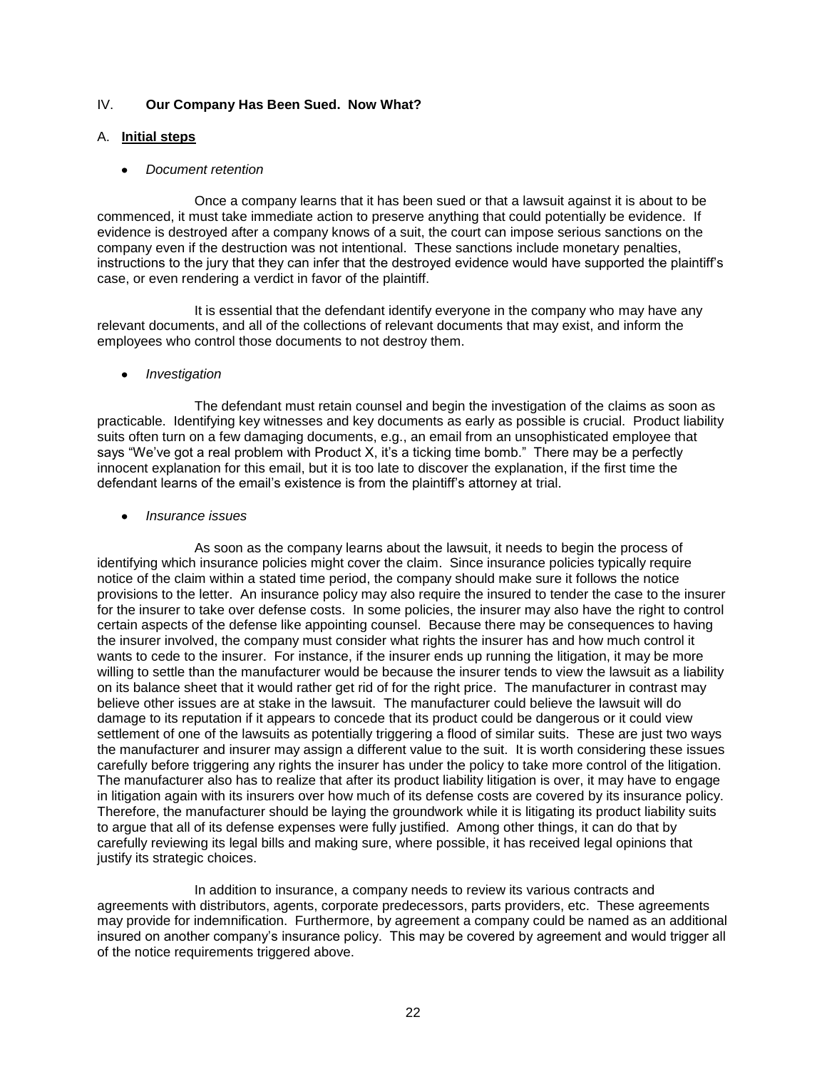## IV. **Our Company Has Been Sued. Now What?**

### A. **Initial steps**

- *Document retention*

Once a company learns that it has been sued or that a lawsuit against it is about to be commenced, it must take immediate action to preserve anything that could potentially be evidence. If evidence is destroyed after a company knows of a suit, the court can impose serious sanctions on the company even if the destruction was not intentional. These sanctions include monetary penalties, instructions to the jury that they can infer that the destroyed evidence would have supported the plaintiff's case, or even rendering a verdict in favor of the plaintiff.

It is essential that the defendant identify everyone in the company who may have any relevant documents, and all of the collections of relevant documents that may exist, and inform the employees who control those documents to not destroy them.

- *Investigation*

The defendant must retain counsel and begin the investigation of the claims as soon as practicable. Identifying key witnesses and key documents as early as possible is crucial. Product liability suits often turn on a few damaging documents, e.g., an email from an unsophisticated employee that says "We've got a real problem with Product X, it's a ticking time bomb." There may be a perfectly innocent explanation for this email, but it is too late to discover the explanation, if the first time the defendant learns of the email's existence is from the plaintiff's attorney at trial.

- *Insurance issues*

As soon as the company learns about the lawsuit, it needs to begin the process of identifying which insurance policies might cover the claim. Since insurance policies typically require notice of the claim within a stated time period, the company should make sure it follows the notice provisions to the letter. An insurance policy may also require the insured to tender the case to the insurer for the insurer to take over defense costs. In some policies, the insurer may also have the right to control certain aspects of the defense like appointing counsel. Because there may be consequences to having the insurer involved, the company must consider what rights the insurer has and how much control it wants to cede to the insurer. For instance, if the insurer ends up running the litigation, it may be more willing to settle than the manufacturer would be because the insurer tends to view the lawsuit as a liability on its balance sheet that it would rather get rid of for the right price. The manufacturer in contrast may believe other issues are at stake in the lawsuit. The manufacturer could believe the lawsuit will do damage to its reputation if it appears to concede that its product could be dangerous or it could view settlement of one of the lawsuits as potentially triggering a flood of similar suits. These are just two ways the manufacturer and insurer may assign a different value to the suit. It is worth considering these issues carefully before triggering any rights the insurer has under the policy to take more control of the litigation. The manufacturer also has to realize that after its product liability litigation is over, it may have to engage in litigation again with its insurers over how much of its defense costs are covered by its insurance policy. Therefore, the manufacturer should be laying the groundwork while it is litigating its product liability suits to argue that all of its defense expenses were fully justified. Among other things, it can do that by carefully reviewing its legal bills and making sure, where possible, it has received legal opinions that justify its strategic choices.

In addition to insurance, a company needs to review its various contracts and agreements with distributors, agents, corporate predecessors, parts providers, etc. These agreements may provide for indemnification. Furthermore, by agreement a company could be named as an additional insured on another company's insurance policy. This may be covered by agreement and would trigger all of the notice requirements triggered above.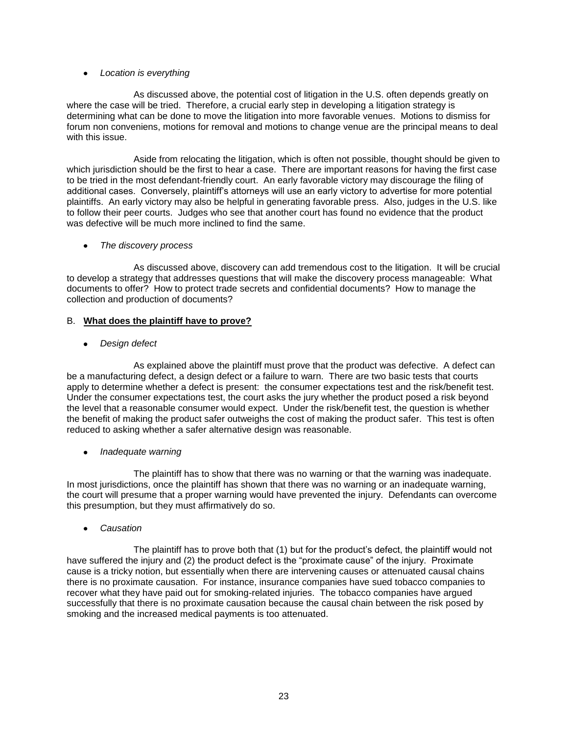- *Location is everything*

As discussed above, the potential cost of litigation in the U.S. often depends greatly on where the case will be tried. Therefore, a crucial early step in developing a litigation strategy is determining what can be done to move the litigation into more favorable venues. Motions to dismiss for forum non conveniens, motions for removal and motions to change venue are the principal means to deal with this issue.

Aside from relocating the litigation, which is often not possible, thought should be given to which jurisdiction should be the first to hear a case. There are important reasons for having the first case to be tried in the most defendant-friendly court. An early favorable victory may discourage the filing of additional cases. Conversely, plaintiff's attorneys will use an early victory to advertise for more potential plaintiffs. An early victory may also be helpful in generating favorable press. Also, judges in the U.S. like to follow their peer courts. Judges who see that another court has found no evidence that the product was defective will be much more inclined to find the same.

- *The discovery process*

As discussed above, discovery can add tremendous cost to the litigation. It will be crucial to develop a strategy that addresses questions that will make the discovery process manageable: What documents to offer? How to protect trade secrets and confidential documents? How to manage the collection and production of documents?

B. **<u>What does the plaintiff have to prove?</u>**

- *Design defect*

As explained above the plaintiff must prove that the product was defective. A defect can be a manufacturing defect, a design defect or a failure to warn. There are two basic tests that courts apply to determine whether a defect is present: the consumer expectations test and the risk/benefit test. Under the consumer expectations test, the court asks the jury whether the product posed a risk beyond the level that a reasonable consumer would expect. Under the risk/benefit test, the question is whether the benefit of making the product safer outweighs the cost of making the product safer. This test is often reduced to asking whether a safer alternative design was reasonable.

- *Inadequate warning*

The plaintiff has to show that there was no warning or that the warning was inadequate. In most jurisdictions, once the plaintiff has shown that there was no warning or an inadequate warning, the court will presume that a proper warning would have prevented the injury. Defendants can overcome this presumption, but they must affirmatively do so.

- *Causation*

The plaintiff has to prove both that (1) but for the product's defect, the plaintiff would not have suffered the injury and (2) the product defect is the "proximate cause" of the injury. Proximate cause is a tricky notion, but essentially when there are intervening causes or attenuated causal chains there is no proximate causation. For instance, insurance companies have sued tobacco companies to recover what they have paid out for smoking-related injuries. The tobacco companies have argued successfully that there is no proximate causation because the causal chain between the risk posed by smoking and the increased medical payments is too attenuated.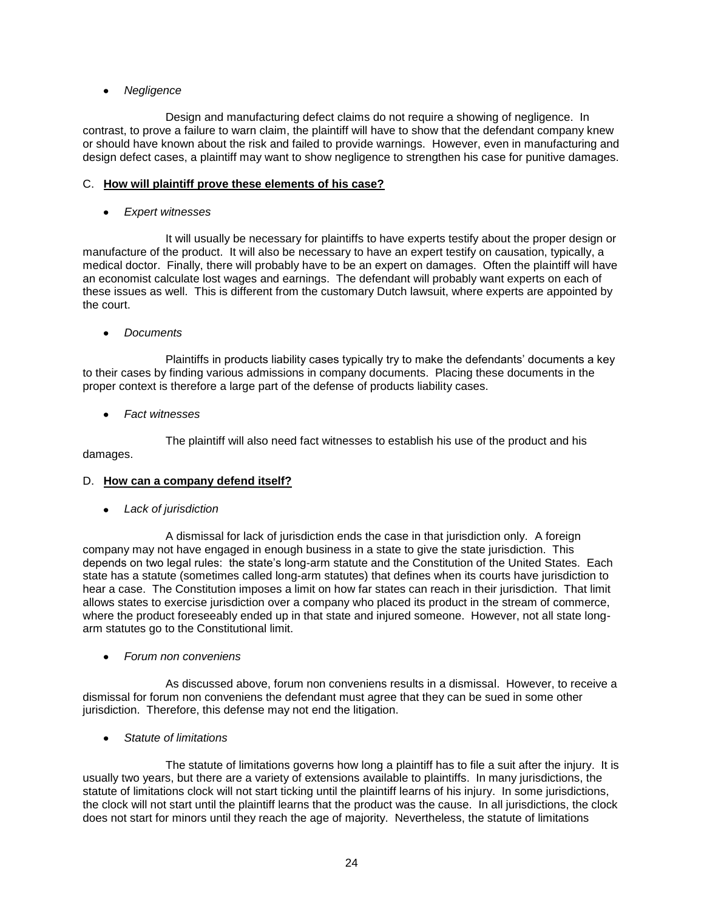- *Negligence*

Design and manufacturing defect claims do not require a showing of negligence. In contrast, to prove a failure to warn claim, the plaintiff will have to show that the defendant company knew or should have known about the risk and failed to provide warnings. However, even in manufacturing and design defect cases, a plaintiff may want to show negligence to strengthen his case for punitive damages.

C. **How will plaintiff prove these elements of his case?**

- *Expert witnesses*

It will usually be necessary for plaintiffs to have experts testify about the proper design or manufacture of the product. It will also be necessary to have an expert testify on causation, typically, a medical doctor. Finally, there will probably have to be an expert on damages. Often the plaintiff will have an economist calculate lost wages and earnings. The defendant will probably want experts on each of these issues as well. This is different from the customary Dutch lawsuit, where experts are appointed by the court.

- *Documents*

Plaintiffs in products liability cases typically try to make the defendants' documents a key to their cases by finding various admissions in company documents. Placing these documents in the proper context is therefore a large part of the defense of products liability cases.

- *Fact witnesses*

The plaintiff will also need fact witnesses to establish his use of the product and his damages.

D. **How can a company defend itself?**

- *Lack of jurisdiction*

A dismissal for lack of jurisdiction ends the case in that jurisdiction only. A foreign company may not have engaged in enough business in a state to give the state jurisdiction. This depends on two legal rules: the state's long-arm statute and the Constitution of the United States. Each state has a statute (sometimes called long-arm statutes) that defines when its courts have jurisdiction to hear a case. The Constitution imposes a limit on how far states can reach in their jurisdiction. That limit allows states to exercise jurisdiction over a company who placed its product in the stream of commerce, where the product foreseeably ended up in that state and injured someone. However, not all state long-arm statutes go to the Constitutional limit.

- *Forum non conveniens*

As discussed above, forum non conveniens results in a dismissal. However, to receive a dismissal for forum non conveniens the defendant must agree that they can be sued in some other jurisdiction. Therefore, this defense may not end the litigation.

- *Statute of limitations*

The statute of limitations governs how long a plaintiff has to file a suit after the injury. It is usually two years, but there are a variety of extensions available to plaintiffs. In many jurisdictions, the statute of limitations clock will not start ticking until the plaintiff learns of his injury. In some jurisdictions, the clock will not start until the plaintiff learns that the product was the cause. In all jurisdictions, the clock does not start for minors until they reach the age of majority. Nevertheless, the statute of limitations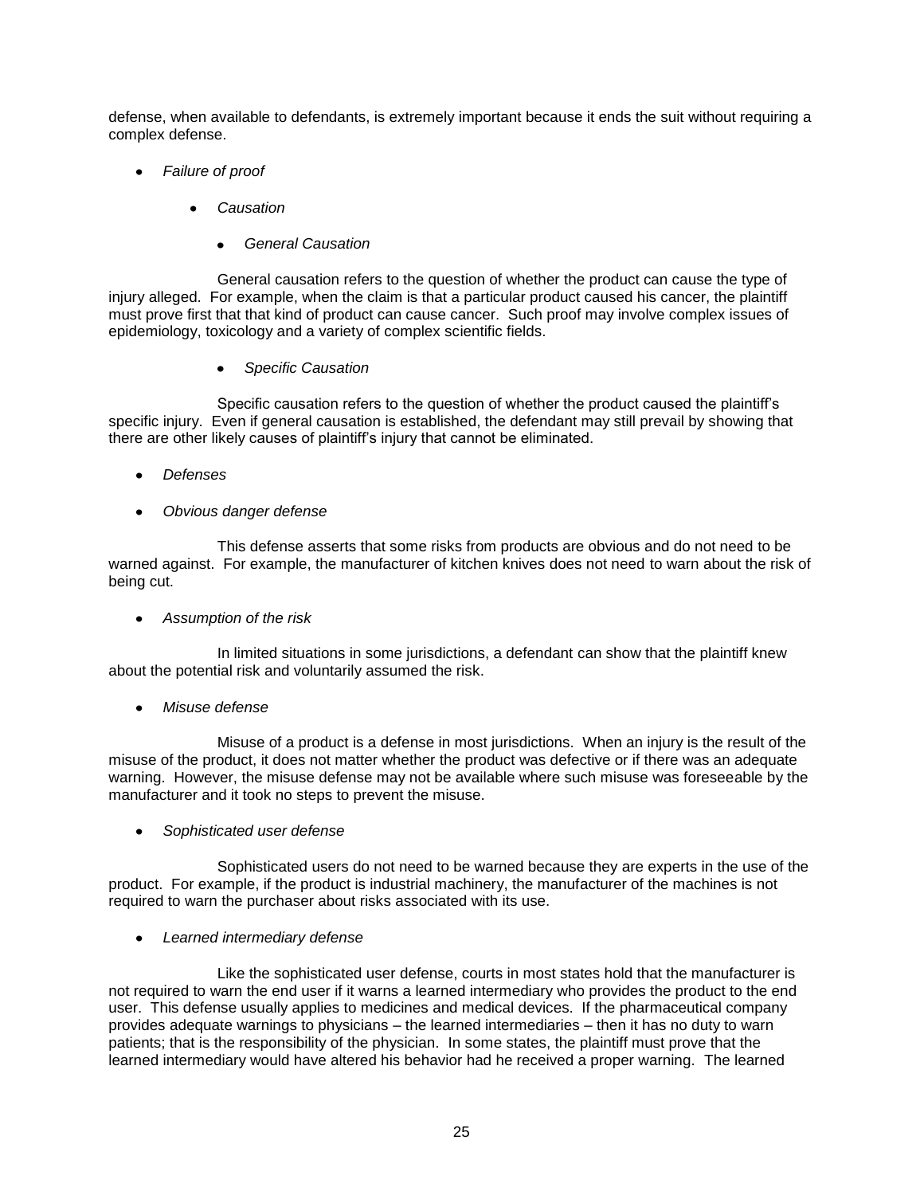defense, when available to defendants, is extremely important because it ends the suit without requiring a complex defense.

- *Failure of proof*
    - *Causation*
        - *General Causation*

General causation refers to the question of whether the product can cause the type of injury alleged. For example, when the claim is that a particular product caused his cancer, the plaintiff must prove first that that kind of product can cause cancer. Such proof may involve complex issues of epidemiology, toxicology and a variety of complex scientific fields.

- *Specific Causation*

Specific causation refers to the question of whether the product caused the plaintiff's specific injury. Even if general causation is established, the defendant may still prevail by showing that there are other likely causes of plaintiff's injury that cannot be eliminated.

- *Defenses*
- *Obvious danger defense*

This defense asserts that some risks from products are obvious and do not need to be warned against. For example, the manufacturer of kitchen knives does not need to warn about the risk of being cut.

- *Assumption of the risk*

In limited situations in some jurisdictions, a defendant can show that the plaintiff knew about the potential risk and voluntarily assumed the risk.

- *Misuse defense*

Misuse of a product is a defense in most jurisdictions. When an injury is the result of the misuse of the product, it does not matter whether the product was defective or if there was an adequate warning. However, the misuse defense may not be available where such misuse was foreseeable by the manufacturer and it took no steps to prevent the misuse.

- *Sophisticated user defense*

Sophisticated users do not need to be warned because they are experts in the use of the product. For example, if the product is industrial machinery, the manufacturer of the machines is not required to warn the purchaser about risks associated with its use.

- *Learned intermediary defense*

Like the sophisticated user defense, courts in most states hold that the manufacturer is not required to warn the end user if it warns a learned intermediary who provides the product to the end user. This defense usually applies to medicines and medical devices. If the pharmaceutical company provides adequate warnings to physicians – the learned intermediaries – then it has no duty to warn patients; that is the responsibility of the physician. In some states, the plaintiff must prove that the learned intermediary would have altered his behavior had he received a proper warning. The learned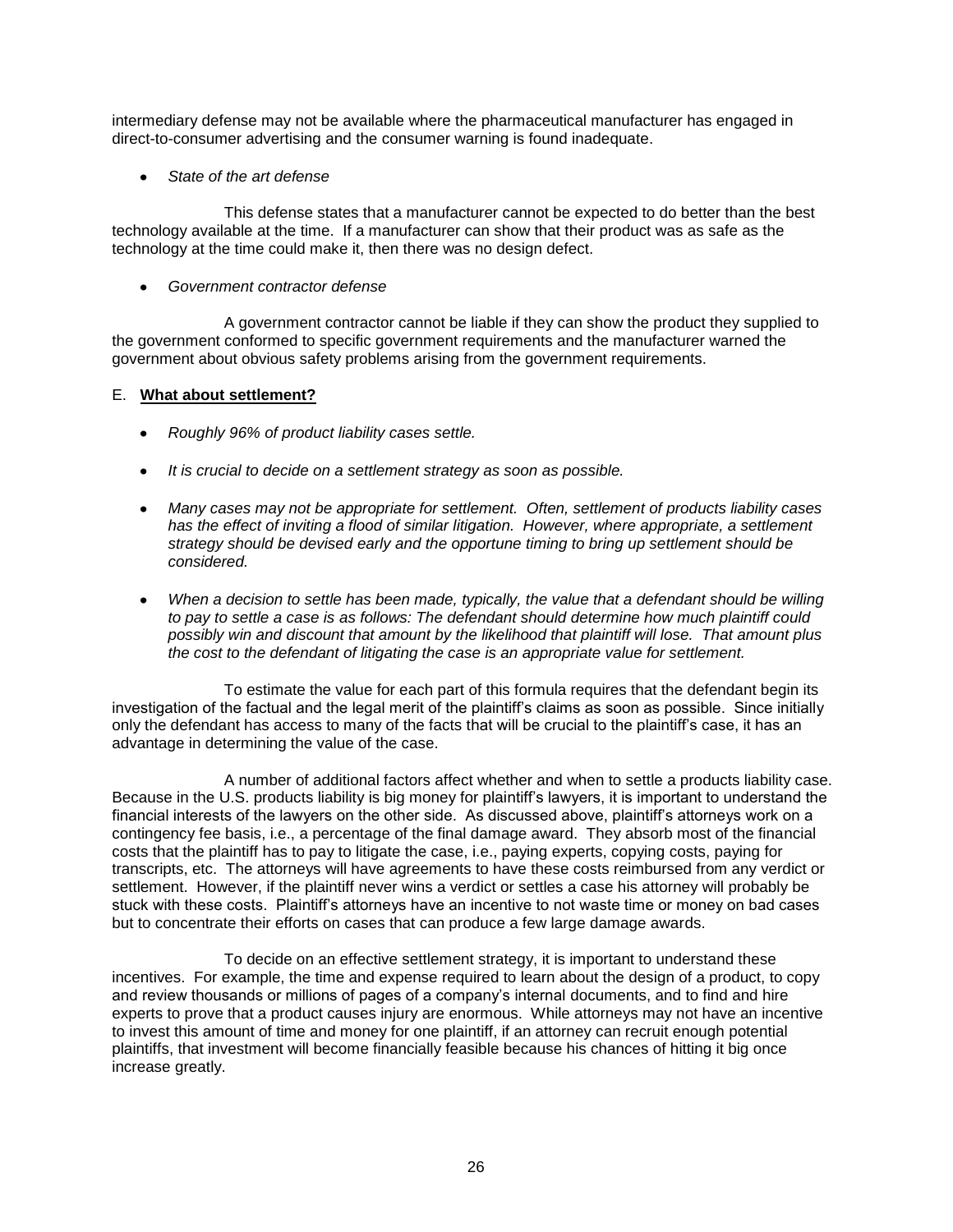intermediary defense may not be available where the pharmaceutical manufacturer has engaged in direct-to-consumer advertising and the consumer warning is found inadequate.

- *State of the art defense*

This defense states that a manufacturer cannot be expected to do better than the best technology available at the time. If a manufacturer can show that their product was as safe as the technology at the time could make it, then there was no design defect.

- *Government contractor defense*

A government contractor cannot be liable if they can show the product they supplied to the government conformed to specific government requirements and the manufacturer warned the government about obvious safety problems arising from the government requirements.

E. **What about settlement?**

- *Roughly 96% of product liability cases settle.*
- *It is crucial to decide on a settlement strategy as soon as possible.*
- *Many cases may not be appropriate for settlement. Often, settlement of products liability cases has the effect of inviting a flood of similar litigation. However, where appropriate, a settlement strategy should be devised early and the opportune timing to bring up settlement should be considered.*
- *When a decision to settle has been made, typically, the value that a defendant should be willing to pay to settle a case is as follows: The defendant should determine how much plaintiff could possibly win and discount that amount by the likelihood that plaintiff will lose. That amount plus the cost to the defendant of litigating the case is an appropriate value for settlement.*

To estimate the value for each part of this formula requires that the defendant begin its investigation of the factual and the legal merit of the plaintiff's claims as soon as possible. Since initially only the defendant has access to many of the facts that will be crucial to the plaintiff's case, it has an advantage in determining the value of the case.

A number of additional factors affect whether and when to settle a products liability case. Because in the U.S. products liability is big money for plaintiff's lawyers, it is important to understand the financial interests of the lawyers on the other side. As discussed above, plaintiff's attorneys work on a contingency fee basis, i.e., a percentage of the final damage award. They absorb most of the financial costs that the plaintiff has to pay to litigate the case, i.e., paying experts, copying costs, paying for transcripts, etc. The attorneys will have agreements to have these costs reimbursed from any verdict or settlement. However, if the plaintiff never wins a verdict or settles a case his attorney will probably be stuck with these costs. Plaintiff's attorneys have an incentive to not waste time or money on bad cases but to concentrate their efforts on cases that can produce a few large damage awards.

To decide on an effective settlement strategy, it is important to understand these incentives. For example, the time and expense required to learn about the design of a product, to copy and review thousands or millions of pages of a company's internal documents, and to find and hire experts to prove that a product causes injury are enormous. While attorneys may not have an incentive to invest this amount of time and money for one plaintiff, if an attorney can recruit enough potential plaintiffs, that investment will become financially feasible because his chances of hitting it big once increase greatly.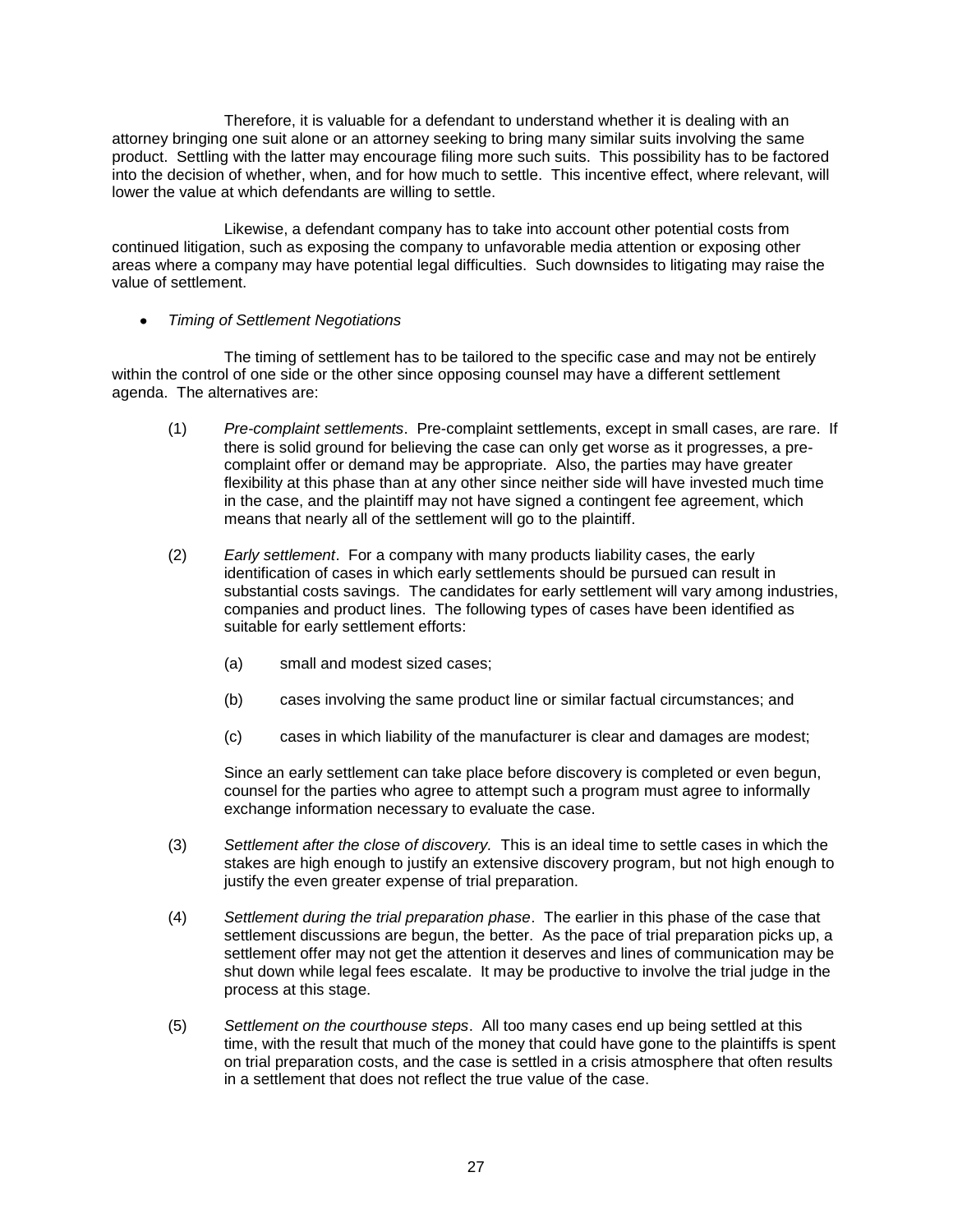Therefore, it is valuable for a defendant to understand whether it is dealing with an attorney bringing one suit alone or an attorney seeking to bring many similar suits involving the same product. Settling with the latter may encourage filing more such suits. This possibility has to be factored into the decision of whether, when, and for how much to settle. This incentive effect, where relevant, will lower the value at which defendants are willing to settle.

Likewise, a defendant company has to take into account other potential costs from continued litigation, such as exposing the company to unfavorable media attention or exposing other areas where a company may have potential legal difficulties. Such downsides to litigating may raise the value of settlement.

- *Timing of Settlement Negotiations*

The timing of settlement has to be tailored to the specific case and may not be entirely within the control of one side or the other since opposing counsel may have a different settlement agenda. The alternatives are:

(1) *Pre-complaint settlements*. Pre-complaint settlements, except in small cases, are rare. If there is solid ground for believing the case can only get worse as it progresses, a pre-complaint offer or demand may be appropriate. Also, the parties may have greater flexibility at this phase than at any other since neither side will have invested much time in the case, and the plaintiff may not have signed a contingent fee agreement, which means that nearly all of the settlement will go to the plaintiff.

(2) *Early settlement*. For a company with many products liability cases, the early identification of cases in which early settlements should be pursued can result in substantial costs savings. The candidates for early settlement will vary among industries, companies and product lines. The following types of cases have been identified as suitable for early settlement efforts:

(a) small and modest sized cases;

(b) cases involving the same product line or similar factual circumstances; and

(c) cases in which liability of the manufacturer is clear and damages are modest;

Since an early settlement can take place before discovery is completed or even begun, counsel for the parties who agree to attempt such a program must agree to informally exchange information necessary to evaluate the case.

(3) *Settlement after the close of discovery.* This is an ideal time to settle cases in which the stakes are high enough to justify an extensive discovery program, but not high enough to justify the even greater expense of trial preparation.

(4) *Settlement during the trial preparation phase*. The earlier in this phase of the case that settlement discussions are begun, the better. As the pace of trial preparation picks up, a settlement offer may not get the attention it deserves and lines of communication may be shut down while legal fees escalate. It may be productive to involve the trial judge in the process at this stage.

(5) *Settlement on the courthouse steps*. All too many cases end up being settled at this time, with the result that much of the money that could have gone to the plaintiffs is spent on trial preparation costs, and the case is settled in a crisis atmosphere that often results in a settlement that does not reflect the true value of the case.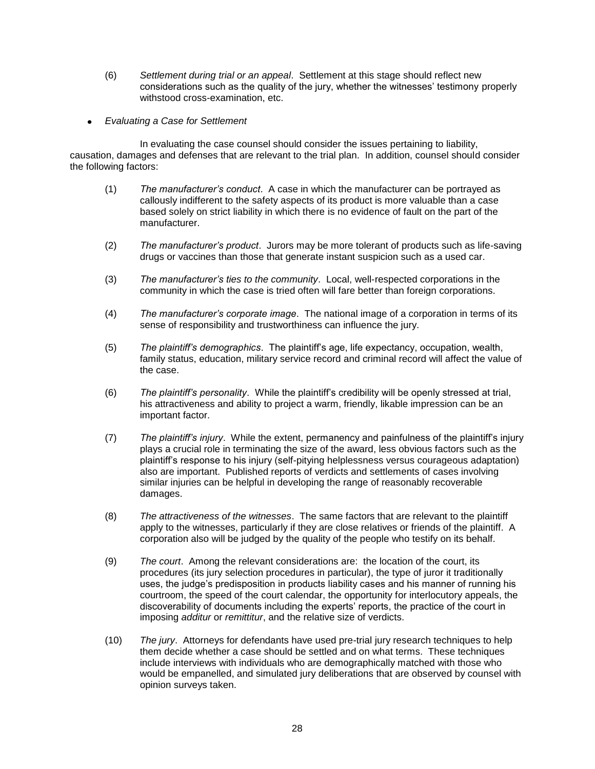(6) *Settlement during trial or an appeal*. Settlement at this stage should reflect new considerations such as the quality of the jury, whether the witnesses' testimony properly withstood cross-examination, etc.

- *Evaluating a Case for Settlement*

In evaluating the case counsel should consider the issues pertaining to liability, causation, damages and defenses that are relevant to the trial plan. In addition, counsel should consider the following factors:

(1) *The manufacturer's conduct*. A case in which the manufacturer can be portrayed as callously indifferent to the safety aspects of its product is more valuable than a case based solely on strict liability in which there is no evidence of fault on the part of the manufacturer.

(2) *The manufacturer's product*. Jurors may be more tolerant of products such as life-saving drugs or vaccines than those that generate instant suspicion such as a used car.

(3) *The manufacturer's ties to the community*. Local, well-respected corporations in the community in which the case is tried often will fare better than foreign corporations.

(4) *The manufacturer's corporate image*. The national image of a corporation in terms of its sense of responsibility and trustworthiness can influence the jury.

(5) *The plaintiff's demographics*. The plaintiff's age, life expectancy, occupation, wealth, family status, education, military service record and criminal record will affect the value of the case.

(6) *The plaintiff's personality*. While the plaintiff's credibility will be openly stressed at trial, his attractiveness and ability to project a warm, friendly, likable impression can be an important factor.

(7) *The plaintiff's injury*. While the extent, permanency and painfulness of the plaintiff's injury plays a crucial role in terminating the size of the award, less obvious factors such as the plaintiff's response to his injury (self-pitying helplessness versus courageous adaptation) also are important. Published reports of verdicts and settlements of cases involving similar injuries can be helpful in developing the range of reasonably recoverable damages.

(8) *The attractiveness of the witnesses*. The same factors that are relevant to the plaintiff apply to the witnesses, particularly if they are close relatives or friends of the plaintiff. A corporation also will be judged by the quality of the people who testify on its behalf.

(9) *The court*. Among the relevant considerations are: the location of the court, its procedures (its jury selection procedures in particular), the type of juror it traditionally uses, the judge's predisposition in products liability cases and his manner of running his courtroom, the speed of the court calendar, the opportunity for interlocutory appeals, the discoverability of documents including the experts' reports, the practice of the court in imposing *additur* or *remittitur*, and the relative size of verdicts.

(10) *The jury*. Attorneys for defendants have used pre-trial jury research techniques to help them decide whether a case should be settled and on what terms. These techniques include interviews with individuals who are demographically matched with those who would be empanelled, and simulated jury deliberations that are observed by counsel with opinion surveys taken.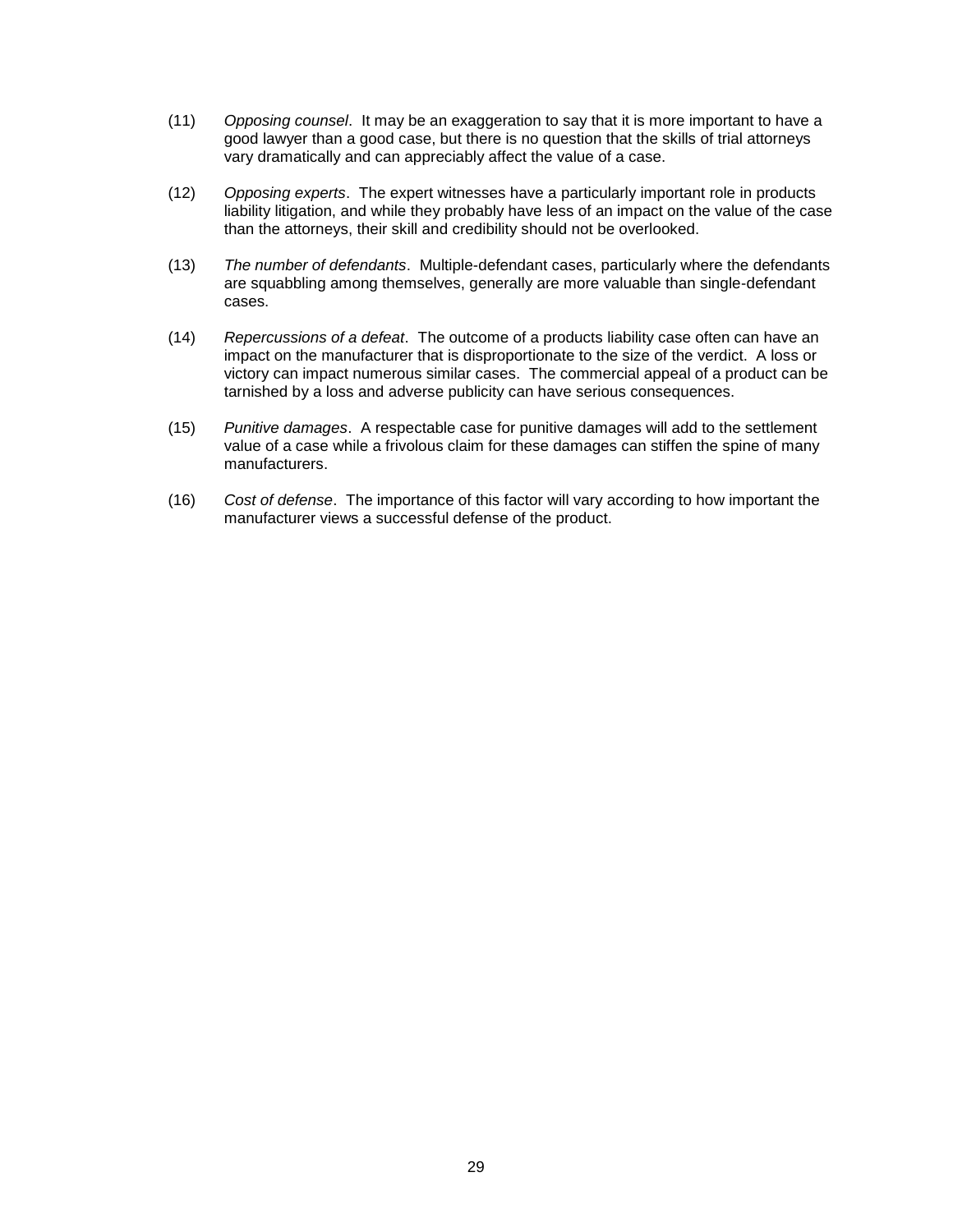(11) *Opposing counsel*. It may be an exaggeration to say that it is more important to have a good lawyer than a good case, but there is no question that the skills of trial attorneys vary dramatically and can appreciably affect the value of a case.

(12) *Opposing experts*. The expert witnesses have a particularly important role in products liability litigation, and while they probably have less of an impact on the value of the case than the attorneys, their skill and credibility should not be overlooked.

(13) *The number of defendants*. Multiple-defendant cases, particularly where the defendants are squabbling among themselves, generally are more valuable than single-defendant cases.

(14) *Repercussions of a defeat*. The outcome of a products liability case often can have an impact on the manufacturer that is disproportionate to the size of the verdict. A loss or victory can impact numerous similar cases. The commercial appeal of a product can be tarnished by a loss and adverse publicity can have serious consequences.

(15) *Punitive damages*. A respectable case for punitive damages will add to the settlement value of a case while a frivolous claim for these damages can stiffen the spine of many manufacturers.

(16) *Cost of defense*. The importance of this factor will vary according to how important the manufacturer views a successful defense of the product.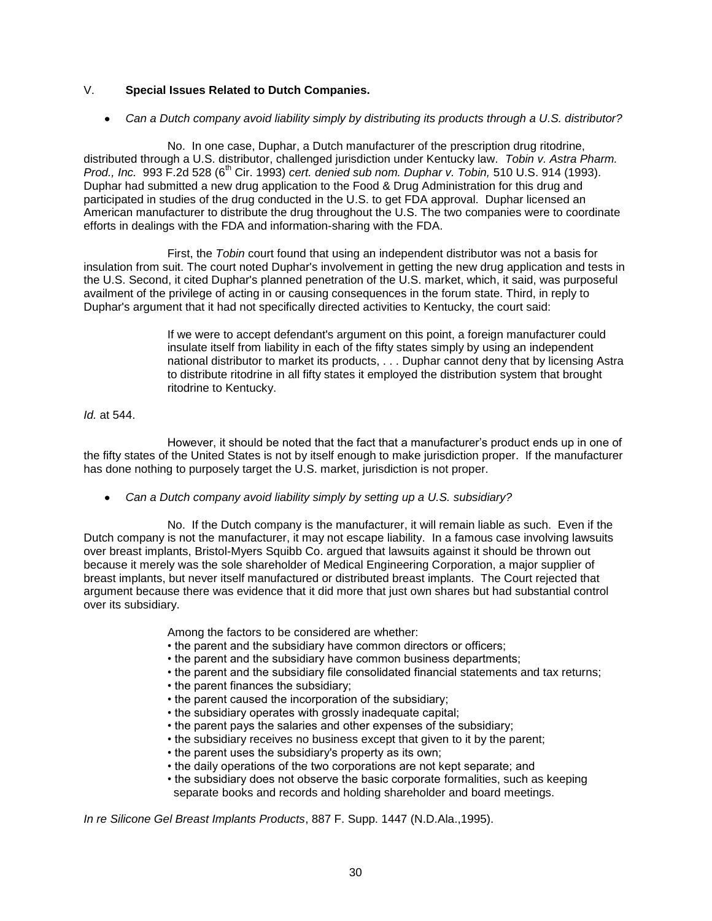## V. **Special Issues Related to Dutch Companies.**

- *Can a Dutch company avoid liability simply by distributing its products through a U.S. distributor?*

No. In one case, Duphar, a Dutch manufacturer of the prescription drug ritodrine, distributed through a U.S. distributor, challenged jurisdiction under Kentucky law. *Tobin v. Astra Pharm. Prod., Inc.* 993 F.2d 528 (6th Cir. 1993) *cert. denied sub nom. Duphar v. Tobin,* 510 U.S. 914 (1993). Duphar had submitted a new drug application to the Food & Drug Administration for this drug and participated in studies of the drug conducted in the U.S. to get FDA approval. Duphar licensed an American manufacturer to distribute the drug throughout the U.S. The two companies were to coordinate efforts in dealings with the FDA and information-sharing with the FDA.

First, the *Tobin* court found that using an independent distributor was not a basis for insulation from suit. The court noted Duphar's involvement in getting the new drug application and tests in the U.S. Second, it cited Duphar's planned penetration of the U.S. market, which, it said, was purposeful availment of the privilege of acting in or causing consequences in the forum state. Third, in reply to Duphar's argument that it had not specifically directed activities to Kentucky, the court said:

> If we were to accept defendant's argument on this point, a foreign manufacturer could insulate itself from liability in each of the fifty states simply by using an independent national distributor to market its products, . . . Duphar cannot deny that by licensing Astra to distribute ritodrine in all fifty states it employed the distribution system that brought ritodrine to Kentucky.

*Id.* at 544.

However, it should be noted that the fact that a manufacturer's product ends up in one of the fifty states of the United States is not by itself enough to make jurisdiction proper. If the manufacturer has done nothing to purposely target the U.S. market, jurisdiction is not proper.

- *Can a Dutch company avoid liability simply by setting up a U.S. subsidiary?*

No. If the Dutch company is the manufacturer, it will remain liable as such. Even if the Dutch company is not the manufacturer, it may not escape liability. In a famous case involving lawsuits over breast implants, Bristol-Myers Squibb Co. argued that lawsuits against it should be thrown out because it merely was the sole shareholder of Medical Engineering Corporation, a major supplier of breast implants, but never itself manufactured or distributed breast implants. The Court rejected that argument because there was evidence that it did more that just own shares but had substantial control over its subsidiary.

> Among the factors to be considered are whether:
> • the parent and the subsidiary have common directors or officers;
> • the parent and the subsidiary have common business departments;
> • the parent and the subsidiary file consolidated financial statements and tax returns;
> • the parent finances the subsidiary;
> • the parent caused the incorporation of the subsidiary;
> • the subsidiary operates with grossly inadequate capital;
> • the parent pays the salaries and other expenses of the subsidiary;
> • the subsidiary receives no business except that given to it by the parent;
> • the parent uses the subsidiary's property as its own;
> • the daily operations of the two corporations are not kept separate; and
> • the subsidiary does not observe the basic corporate formalities, such as keeping separate books and records and holding shareholder and board meetings.

*In re Silicone Gel Breast Implants Products*, 887 F. Supp. 1447 (N.D.Ala.,1995).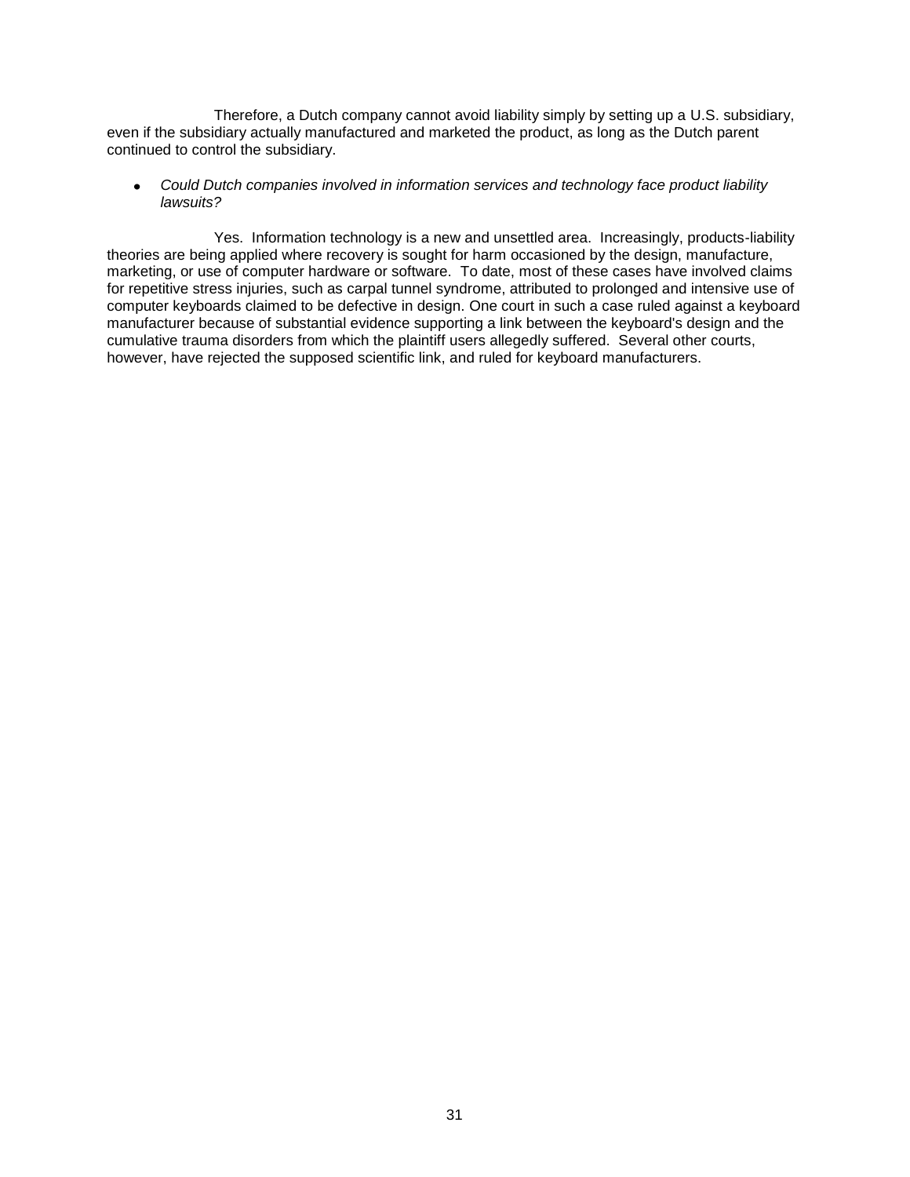Therefore, a Dutch company cannot avoid liability simply by setting up a U.S. subsidiary, even if the subsidiary actually manufactured and marketed the product, as long as the Dutch parent continued to control the subsidiary.

- *Could Dutch companies involved in information services and technology face product liability lawsuits?*

Yes. Information technology is a new and unsettled area. Increasingly, products-liability theories are being applied where recovery is sought for harm occasioned by the design, manufacture, marketing, or use of computer hardware or software. To date, most of these cases have involved claims for repetitive stress injuries, such as carpal tunnel syndrome, attributed to prolonged and intensive use of computer keyboards claimed to be defective in design. One court in such a case ruled against a keyboard manufacturer because of substantial evidence supporting a link between the keyboard's design and the cumulative trauma disorders from which the plaintiff users allegedly suffered. Several other courts, however, have rejected the supposed scientific link, and ruled for keyboard manufacturers.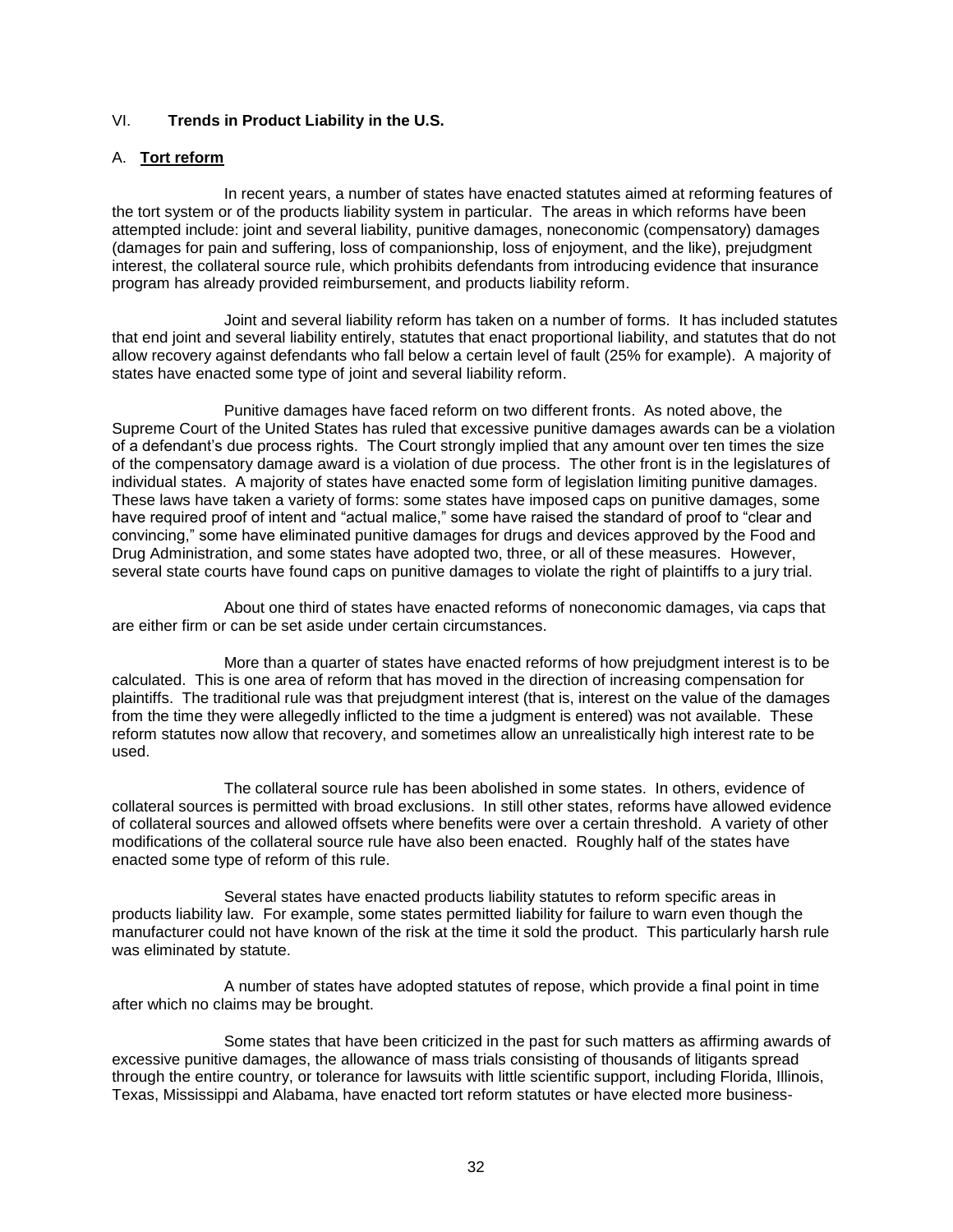## VI. **Trends in Product Liability in the U.S.**

### A. **Tort reform**

In recent years, a number of states have enacted statutes aimed at reforming features of the tort system or of the products liability system in particular. The areas in which reforms have been attempted include: joint and several liability, punitive damages, noneconomic (compensatory) damages (damages for pain and suffering, loss of companionship, loss of enjoyment, and the like), prejudgment interest, the collateral source rule, which prohibits defendants from introducing evidence that insurance program has already provided reimbursement, and products liability reform.

Joint and several liability reform has taken on a number of forms. It has included statutes that end joint and several liability entirely, statutes that enact proportional liability, and statutes that do not allow recovery against defendants who fall below a certain level of fault (25% for example). A majority of states have enacted some type of joint and several liability reform.

Punitive damages have faced reform on two different fronts. As noted above, the Supreme Court of the United States has ruled that excessive punitive damages awards can be a violation of a defendant's due process rights. The Court strongly implied that any amount over ten times the size of the compensatory damage award is a violation of due process. The other front is in the legislatures of individual states. A majority of states have enacted some form of legislation limiting punitive damages. These laws have taken a variety of forms: some states have imposed caps on punitive damages, some have required proof of intent and "actual malice," some have raised the standard of proof to "clear and convincing," some have eliminated punitive damages for drugs and devices approved by the Food and Drug Administration, and some states have adopted two, three, or all of these measures. However, several state courts have found caps on punitive damages to violate the right of plaintiffs to a jury trial.

About one third of states have enacted reforms of noneconomic damages, via caps that are either firm or can be set aside under certain circumstances.

More than a quarter of states have enacted reforms of how prejudgment interest is to be calculated. This is one area of reform that has moved in the direction of increasing compensation for plaintiffs. The traditional rule was that prejudgment interest (that is, interest on the value of the damages from the time they were allegedly inflicted to the time a judgment is entered) was not available. These reform statutes now allow that recovery, and sometimes allow an unrealistically high interest rate to be used.

The collateral source rule has been abolished in some states. In others, evidence of collateral sources is permitted with broad exclusions. In still other states, reforms have allowed evidence of collateral sources and allowed offsets where benefits were over a certain threshold. A variety of other modifications of the collateral source rule have also been enacted. Roughly half of the states have enacted some type of reform of this rule.

Several states have enacted products liability statutes to reform specific areas in products liability law. For example, some states permitted liability for failure to warn even though the manufacturer could not have known of the risk at the time it sold the product. This particularly harsh rule was eliminated by statute.

A number of states have adopted statutes of repose, which provide a final point in time after which no claims may be brought.

Some states that have been criticized in the past for such matters as affirming awards of excessive punitive damages, the allowance of mass trials consisting of thousands of litigants spread through the entire country, or tolerance for lawsuits with little scientific support, including Florida, Illinois, Texas, Mississippi and Alabama, have enacted tort reform statutes or have elected more business-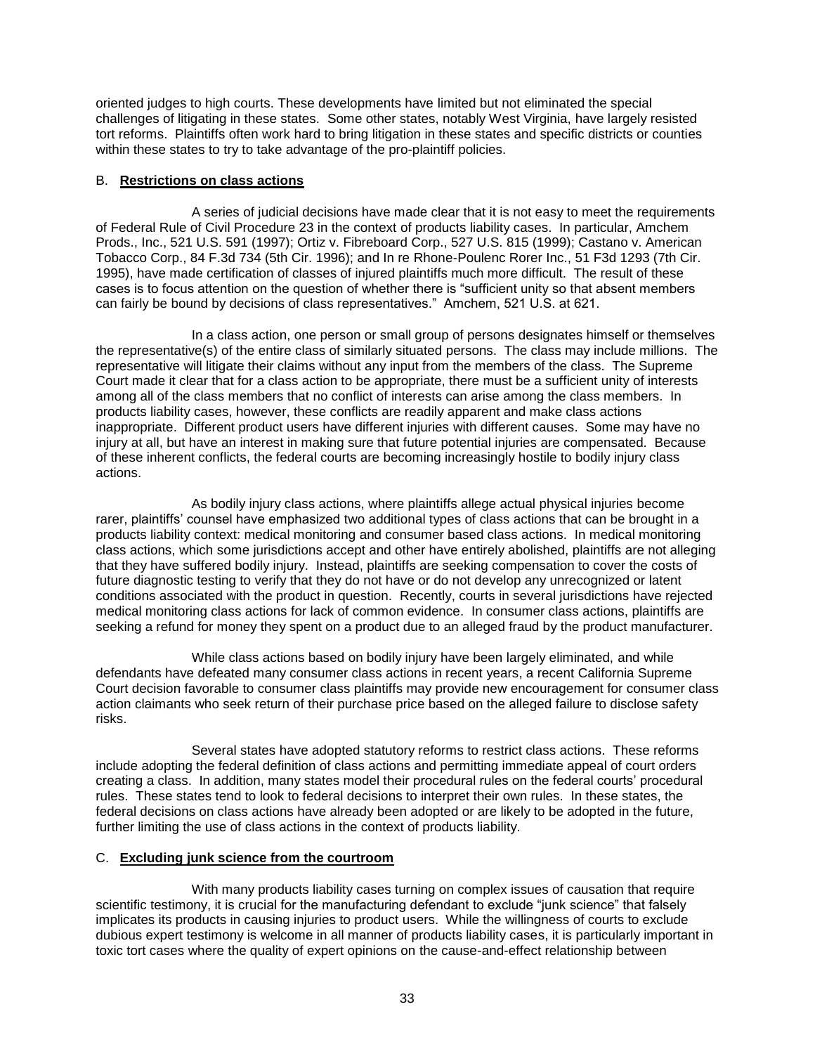oriented judges to high courts. These developments have limited but not eliminated the special challenges of litigating in these states. Some other states, notably West Virginia, have largely resisted tort reforms. Plaintiffs often work hard to bring litigation in these states and specific districts or counties within these states to try to take advantage of the pro-plaintiff policies.

B. **Restrictions on class actions**

A series of judicial decisions have made clear that it is not easy to meet the requirements of Federal Rule of Civil Procedure 23 in the context of products liability cases. In particular, Amchem Prods., Inc., 521 U.S. 591 (1997); Ortiz v. Fibreboard Corp., 527 U.S. 815 (1999); Castano v. American Tobacco Corp., 84 F.3d 734 (5th Cir. 1996); and In re Rhone-Poulenc Rorer Inc., 51 F3d 1293 (7th Cir. 1995), have made certification of classes of injured plaintiffs much more difficult. The result of these cases is to focus attention on the question of whether there is "sufficient unity so that absent members can fairly be bound by decisions of class representatives." Amchem, 521 U.S. at 621.

In a class action, one person or small group of persons designates himself or themselves the representative(s) of the entire class of similarly situated persons. The class may include millions. The representative will litigate their claims without any input from the members of the class. The Supreme Court made it clear that for a class action to be appropriate, there must be a sufficient unity of interests among all of the class members that no conflict of interests can arise among the class members. In products liability cases, however, these conflicts are readily apparent and make class actions inappropriate. Different product users have different injuries with different causes. Some may have no injury at all, but have an interest in making sure that future potential injuries are compensated. Because of these inherent conflicts, the federal courts are becoming increasingly hostile to bodily injury class actions.

As bodily injury class actions, where plaintiffs allege actual physical injuries become rarer, plaintiffs' counsel have emphasized two additional types of class actions that can be brought in a products liability context: medical monitoring and consumer based class actions. In medical monitoring class actions, which some jurisdictions accept and other have entirely abolished, plaintiffs are not alleging that they have suffered bodily injury. Instead, plaintiffs are seeking compensation to cover the costs of future diagnostic testing to verify that they do not have or do not develop any unrecognized or latent conditions associated with the product in question. Recently, courts in several jurisdictions have rejected medical monitoring class actions for lack of common evidence. In consumer class actions, plaintiffs are seeking a refund for money they spent on a product due to an alleged fraud by the product manufacturer.

While class actions based on bodily injury have been largely eliminated, and while defendants have defeated many consumer class actions in recent years, a recent California Supreme Court decision favorable to consumer class plaintiffs may provide new encouragement for consumer class action claimants who seek return of their purchase price based on the alleged failure to disclose safety risks.

Several states have adopted statutory reforms to restrict class actions. These reforms include adopting the federal definition of class actions and permitting immediate appeal of court orders creating a class. In addition, many states model their procedural rules on the federal courts' procedural rules. These states tend to look to federal decisions to interpret their own rules. In these states, the federal decisions on class actions have already been adopted or are likely to be adopted in the future, further limiting the use of class actions in the context of products liability.

C. **Excluding junk science from the courtroom**

With many products liability cases turning on complex issues of causation that require scientific testimony, it is crucial for the manufacturing defendant to exclude "junk science" that falsely implicates its products in causing injuries to product users. While the willingness of courts to exclude dubious expert testimony is welcome in all manner of products liability cases, it is particularly important in toxic tort cases where the quality of expert opinions on the cause-and-effect relationship between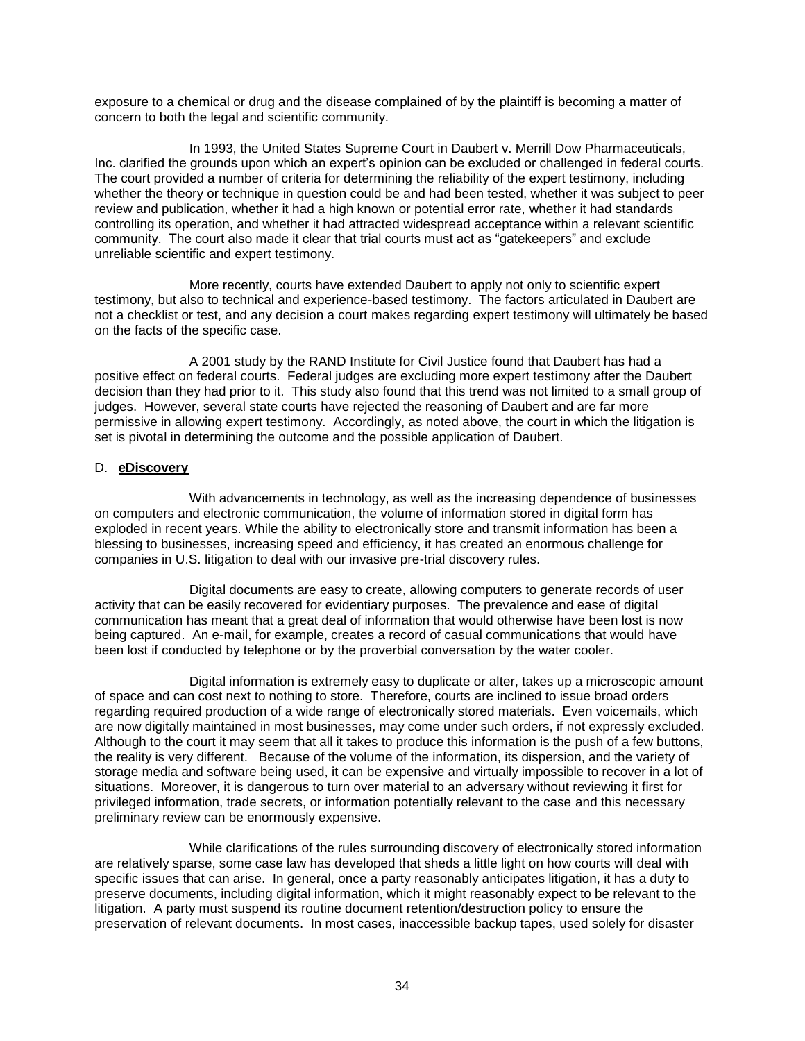exposure to a chemical or drug and the disease complained of by the plaintiff is becoming a matter of concern to both the legal and scientific community.

In 1993, the United States Supreme Court in Daubert v. Merrill Dow Pharmaceuticals, Inc. clarified the grounds upon which an expert's opinion can be excluded or challenged in federal courts. The court provided a number of criteria for determining the reliability of the expert testimony, including whether the theory or technique in question could be and had been tested, whether it was subject to peer review and publication, whether it had a high known or potential error rate, whether it had standards controlling its operation, and whether it had attracted widespread acceptance within a relevant scientific community. The court also made it clear that trial courts must act as "gatekeepers" and exclude unreliable scientific and expert testimony.

More recently, courts have extended Daubert to apply not only to scientific expert testimony, but also to technical and experience-based testimony. The factors articulated in Daubert are not a checklist or test, and any decision a court makes regarding expert testimony will ultimately be based on the facts of the specific case.

A 2001 study by the RAND Institute for Civil Justice found that Daubert has had a positive effect on federal courts. Federal judges are excluding more expert testimony after the Daubert decision than they had prior to it. This study also found that this trend was not limited to a small group of judges. However, several state courts have rejected the reasoning of Daubert and are far more permissive in allowing expert testimony. Accordingly, as noted above, the court in which the litigation is set is pivotal in determining the outcome and the possible application of Daubert.

D. **eDiscovery**

With advancements in technology, as well as the increasing dependence of businesses on computers and electronic communication, the volume of information stored in digital form has exploded in recent years. While the ability to electronically store and transmit information has been a blessing to businesses, increasing speed and efficiency, it has created an enormous challenge for companies in U.S. litigation to deal with our invasive pre-trial discovery rules.

Digital documents are easy to create, allowing computers to generate records of user activity that can be easily recovered for evidentiary purposes. The prevalence and ease of digital communication has meant that a great deal of information that would otherwise have been lost is now being captured. An e-mail, for example, creates a record of casual communications that would have been lost if conducted by telephone or by the proverbial conversation by the water cooler.

Digital information is extremely easy to duplicate or alter, takes up a microscopic amount of space and can cost next to nothing to store. Therefore, courts are inclined to issue broad orders regarding required production of a wide range of electronically stored materials. Even voicemails, which are now digitally maintained in most businesses, may come under such orders, if not expressly excluded. Although to the court it may seem that all it takes to produce this information is the push of a few buttons, the reality is very different. Because of the volume of the information, its dispersion, and the variety of storage media and software being used, it can be expensive and virtually impossible to recover in a lot of situations. Moreover, it is dangerous to turn over material to an adversary without reviewing it first for privileged information, trade secrets, or information potentially relevant to the case and this necessary preliminary review can be enormously expensive.

While clarifications of the rules surrounding discovery of electronically stored information are relatively sparse, some case law has developed that sheds a little light on how courts will deal with specific issues that can arise. In general, once a party reasonably anticipates litigation, it has a duty to preserve documents, including digital information, which it might reasonably expect to be relevant to the litigation. A party must suspend its routine document retention/destruction policy to ensure the preservation of relevant documents. In most cases, inaccessible backup tapes, used solely for disaster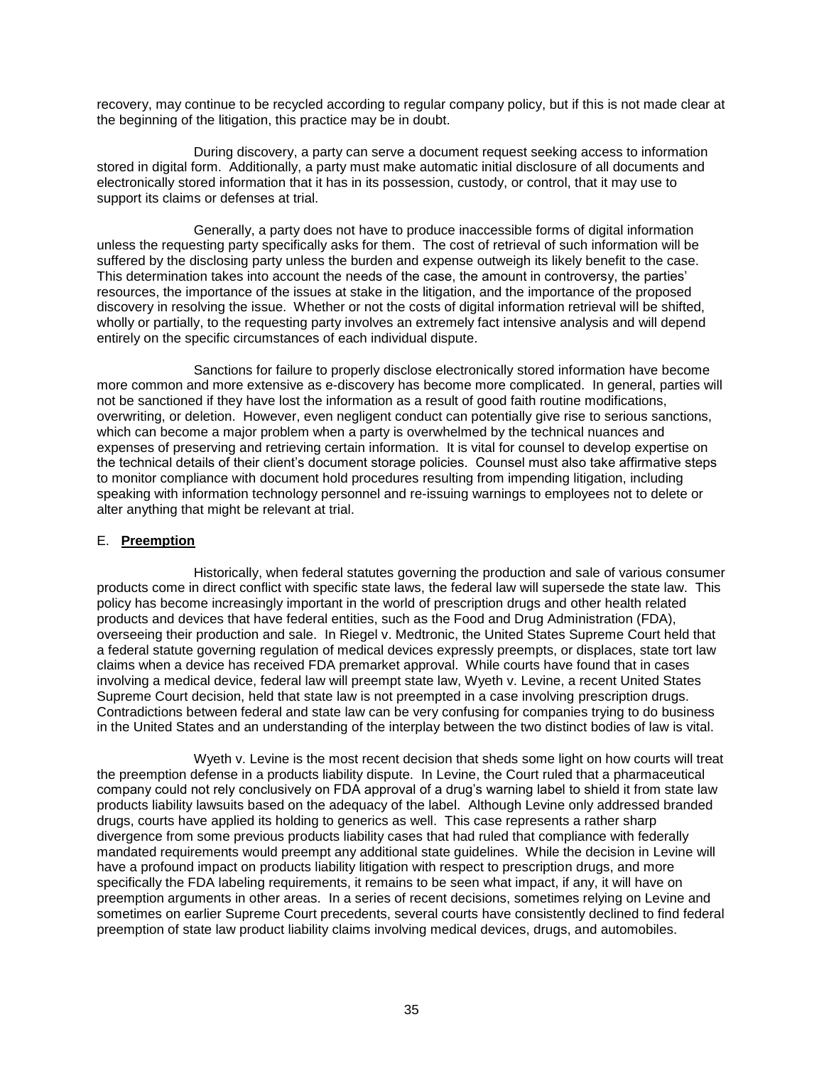recovery, may continue to be recycled according to regular company policy, but if this is not made clear at the beginning of the litigation, this practice may be in doubt.

During discovery, a party can serve a document request seeking access to information stored in digital form. Additionally, a party must make automatic initial disclosure of all documents and electronically stored information that it has in its possession, custody, or control, that it may use to support its claims or defenses at trial.

Generally, a party does not have to produce inaccessible forms of digital information unless the requesting party specifically asks for them. The cost of retrieval of such information will be suffered by the disclosing party unless the burden and expense outweigh its likely benefit to the case. This determination takes into account the needs of the case, the amount in controversy, the parties' resources, the importance of the issues at stake in the litigation, and the importance of the proposed discovery in resolving the issue. Whether or not the costs of digital information retrieval will be shifted, wholly or partially, to the requesting party involves an extremely fact intensive analysis and will depend entirely on the specific circumstances of each individual dispute.

Sanctions for failure to properly disclose electronically stored information have become more common and more extensive as e-discovery has become more complicated. In general, parties will not be sanctioned if they have lost the information as a result of good faith routine modifications, overwriting, or deletion. However, even negligent conduct can potentially give rise to serious sanctions, which can become a major problem when a party is overwhelmed by the technical nuances and expenses of preserving and retrieving certain information. It is vital for counsel to develop expertise on the technical details of their client's document storage policies. Counsel must also take affirmative steps to monitor compliance with document hold procedures resulting from impending litigation, including speaking with information technology personnel and re-issuing warnings to employees not to delete or alter anything that might be relevant at trial.

## E. **Preemption**

Historically, when federal statutes governing the production and sale of various consumer products come in direct conflict with specific state laws, the federal law will supersede the state law. This policy has become increasingly important in the world of prescription drugs and other health related products and devices that have federal entities, such as the Food and Drug Administration (FDA), overseeing their production and sale. In Riegel v. Medtronic, the United States Supreme Court held that a federal statute governing regulation of medical devices expressly preempts, or displaces, state tort law claims when a device has received FDA premarket approval. While courts have found that in cases involving a medical device, federal law will preempt state law, Wyeth v. Levine, a recent United States Supreme Court decision, held that state law is not preempted in a case involving prescription drugs. Contradictions between federal and state law can be very confusing for companies trying to do business in the United States and an understanding of the interplay between the two distinct bodies of law is vital.

Wyeth v. Levine is the most recent decision that sheds some light on how courts will treat the preemption defense in a products liability dispute. In Levine, the Court ruled that a pharmaceutical company could not rely conclusively on FDA approval of a drug's warning label to shield it from state law products liability lawsuits based on the adequacy of the label. Although Levine only addressed branded drugs, courts have applied its holding to generics as well. This case represents a rather sharp divergence from some previous products liability cases that had ruled that compliance with federally mandated requirements would preempt any additional state guidelines. While the decision in Levine will have a profound impact on products liability litigation with respect to prescription drugs, and more specifically the FDA labeling requirements, it remains to be seen what impact, if any, it will have on preemption arguments in other areas. In a series of recent decisions, sometimes relying on Levine and sometimes on earlier Supreme Court precedents, several courts have consistently declined to find federal preemption of state law product liability claims involving medical devices, drugs, and automobiles.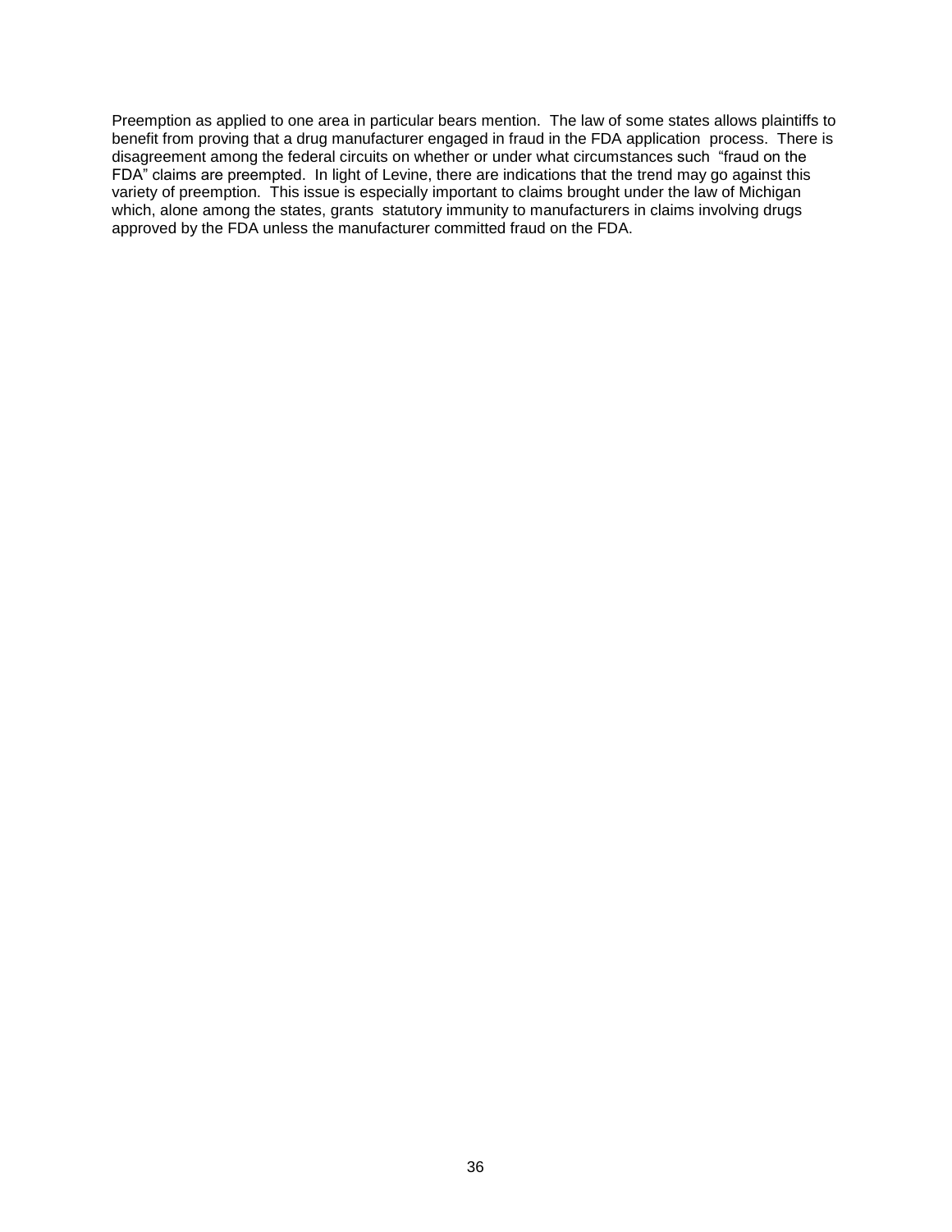Preemption as applied to one area in particular bears mention. The law of some states allows plaintiffs to benefit from proving that a drug manufacturer engaged in fraud in the FDA application process. There is disagreement among the federal circuits on whether or under what circumstances such "fraud on the FDA" claims are preempted. In light of Levine, there are indications that the trend may go against this variety of preemption. This issue is especially important to claims brought under the law of Michigan which, alone among the states, grants statutory immunity to manufacturers in claims involving drugs approved by the FDA unless the manufacturer committed fraud on the FDA.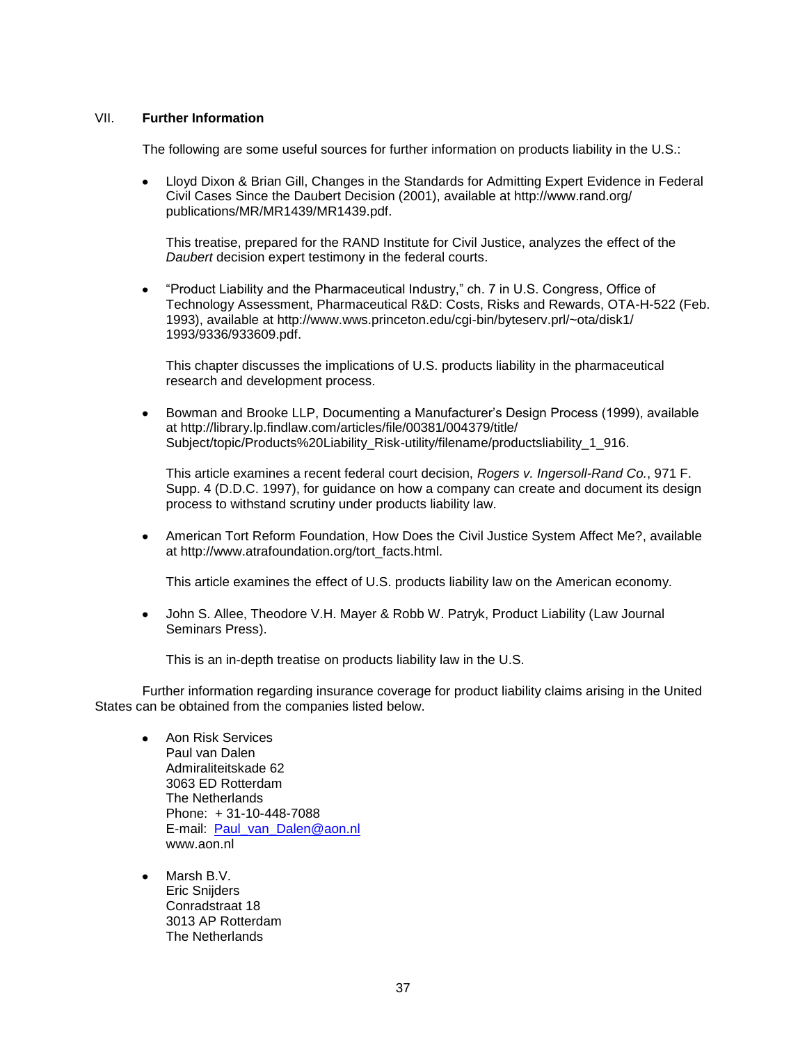## VII. **Further Information**

The following are some useful sources for further information on products liability in the U.S.:

- Lloyd Dixon & Brian Gill, Changes in the Standards for Admitting Expert Evidence in Federal Civil Cases Since the Daubert Decision (2001), available at http://www.rand.org/publications/MR/MR1439/MR1439.pdf.

  This treatise, prepared for the RAND Institute for Civil Justice, analyzes the effect of the *Daubert* decision expert testimony in the federal courts.

- "Product Liability and the Pharmaceutical Industry," ch. 7 in U.S. Congress, Office of Technology Assessment, Pharmaceutical R&D: Costs, Risks and Rewards, OTA-H-522 (Feb. 1993), available at http://www.wws.princeton.edu/cgi-bin/byteserv.prl/~ota/disk1/1993/9336/933609.pdf.

  This chapter discusses the implications of U.S. products liability in the pharmaceutical research and development process.

- Bowman and Brooke LLP, Documenting a Manufacturer's Design Process (1999), available at http://library.lp.findlaw.com/articles/file/00381/004379/title/Subject/topic/Products%20Liability_Risk-utility/filename/productsliability_1_916.

  This article examines a recent federal court decision, *Rogers v. Ingersoll-Rand Co.*, 971 F. Supp. 4 (D.D.C. 1997), for guidance on how a company can create and document its design process to withstand scrutiny under products liability law.

- American Tort Reform Foundation, How Does the Civil Justice System Affect Me?, available at http://www.atrafoundation.org/tort_facts.html.

  This article examines the effect of U.S. products liability law on the American economy.

- John S. Allee, Theodore V.H. Mayer & Robb W. Patryk, Product Liability (Law Journal Seminars Press).

  This is an in-depth treatise on products liability law in the U.S.

Further information regarding insurance coverage for product liability claims arising in the United States can be obtained from the companies listed below.

- Aon Risk Services
  Paul van Dalen
  Admiraliteitskade 62
  3063 ED Rotterdam
  The Netherlands
  Phone: + 31-10-448-7088
  E-mail: Paul_van_Dalen@aon.nl
  www.aon.nl

- Marsh B.V.
  Eric Snijders
  Conradstraat 18
  3013 AP Rotterdam
  The Netherlands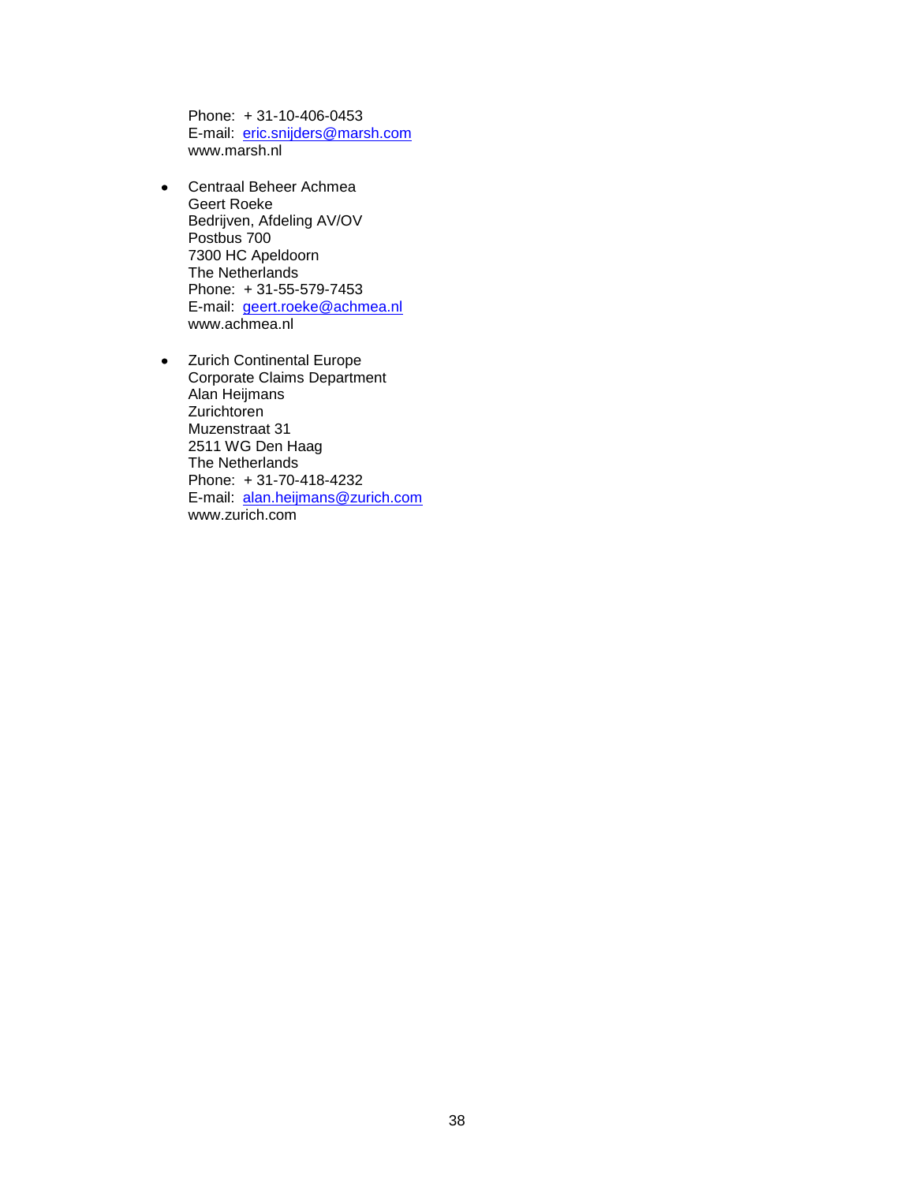Phone: + 31-10-406-0453
E-mail: eric.snijders@marsh.com
www.marsh.nl

- Centraal Beheer Achmea
  Geert Roeke
  Bedrijven, Afdeling AV/OV
  Postbus 700
  7300 HC Apeldoorn
  The Netherlands
  Phone: + 31-55-579-7453
  E-mail: geert.roeke@achmea.nl
  www.achmea.nl

- Zurich Continental Europe
  Corporate Claims Department
  Alan Heijmans
  Zurichtoren
  Muzenstraat 31
  2511 WG Den Haag
  The Netherlands
  Phone: + 31-70-418-4232
  E-mail: alan.heijmans@zurich.com
  www.zurich.com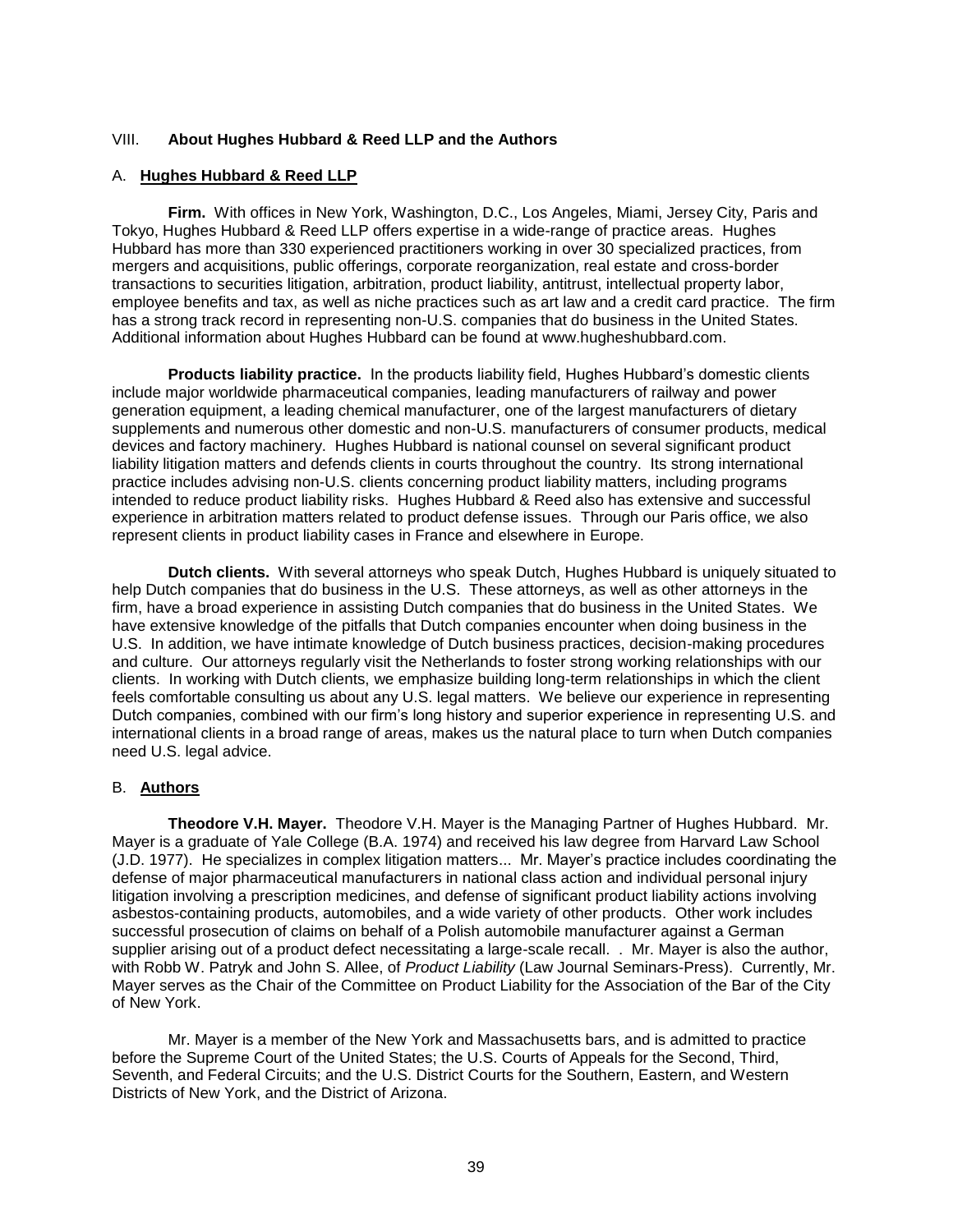## VIII. About Hughes Hubbard & Reed LLP and the Authors

### A. Hughes Hubbard & Reed LLP

**Firm.** With offices in New York, Washington, D.C., Los Angeles, Miami, Jersey City, Paris and Tokyo, Hughes Hubbard & Reed LLP offers expertise in a wide-range of practice areas. Hughes Hubbard has more than 330 experienced practitioners working in over 30 specialized practices, from mergers and acquisitions, public offerings, corporate reorganization, real estate and cross-border transactions to securities litigation, arbitration, product liability, antitrust, intellectual property labor, employee benefits and tax, as well as niche practices such as art law and a credit card practice. The firm has a strong track record in representing non-U.S. companies that do business in the United States. Additional information about Hughes Hubbard can be found at www.hugheshubbard.com.

**Products liability practice.** In the products liability field, Hughes Hubbard's domestic clients include major worldwide pharmaceutical companies, leading manufacturers of railway and power generation equipment, a leading chemical manufacturer, one of the largest manufacturers of dietary supplements and numerous other domestic and non-U.S. manufacturers of consumer products, medical devices and factory machinery. Hughes Hubbard is national counsel on several significant product liability litigation matters and defends clients in courts throughout the country. Its strong international practice includes advising non-U.S. clients concerning product liability matters, including programs intended to reduce product liability risks. Hughes Hubbard & Reed also has extensive and successful experience in arbitration matters related to product defense issues. Through our Paris office, we also represent clients in product liability cases in France and elsewhere in Europe.

**Dutch clients.** With several attorneys who speak Dutch, Hughes Hubbard is uniquely situated to help Dutch companies that do business in the U.S. These attorneys, as well as other attorneys in the firm, have a broad experience in assisting Dutch companies that do business in the United States. We have extensive knowledge of the pitfalls that Dutch companies encounter when doing business in the U.S. In addition, we have intimate knowledge of Dutch business practices, decision-making procedures and culture. Our attorneys regularly visit the Netherlands to foster strong working relationships with our clients. In working with Dutch clients, we emphasize building long-term relationships in which the client feels comfortable consulting us about any U.S. legal matters. We believe our experience in representing Dutch companies, combined with our firm's long history and superior experience in representing U.S. and international clients in a broad range of areas, makes us the natural place to turn when Dutch companies need U.S. legal advice.

### B. Authors

**Theodore V.H. Mayer.** Theodore V.H. Mayer is the Managing Partner of Hughes Hubbard. Mr. Mayer is a graduate of Yale College (B.A. 1974) and received his law degree from Harvard Law School (J.D. 1977). He specializes in complex litigation matters... Mr. Mayer's practice includes coordinating the defense of major pharmaceutical manufacturers in national class action and individual personal injury litigation involving a prescription medicines, and defense of significant product liability actions involving asbestos-containing products, automobiles, and a wide variety of other products. Other work includes successful prosecution of claims on behalf of a Polish automobile manufacturer against a German supplier arising out of a product defect necessitating a large-scale recall. . Mr. Mayer is also the author, with Robb W. Patryk and John S. Allee, of *Product Liability* (Law Journal Seminars-Press). Currently, Mr. Mayer serves as the Chair of the Committee on Product Liability for the Association of the Bar of the City of New York.

Mr. Mayer is a member of the New York and Massachusetts bars, and is admitted to practice before the Supreme Court of the United States; the U.S. Courts of Appeals for the Second, Third, Seventh, and Federal Circuits; and the U.S. District Courts for the Southern, Eastern, and Western Districts of New York, and the District of Arizona.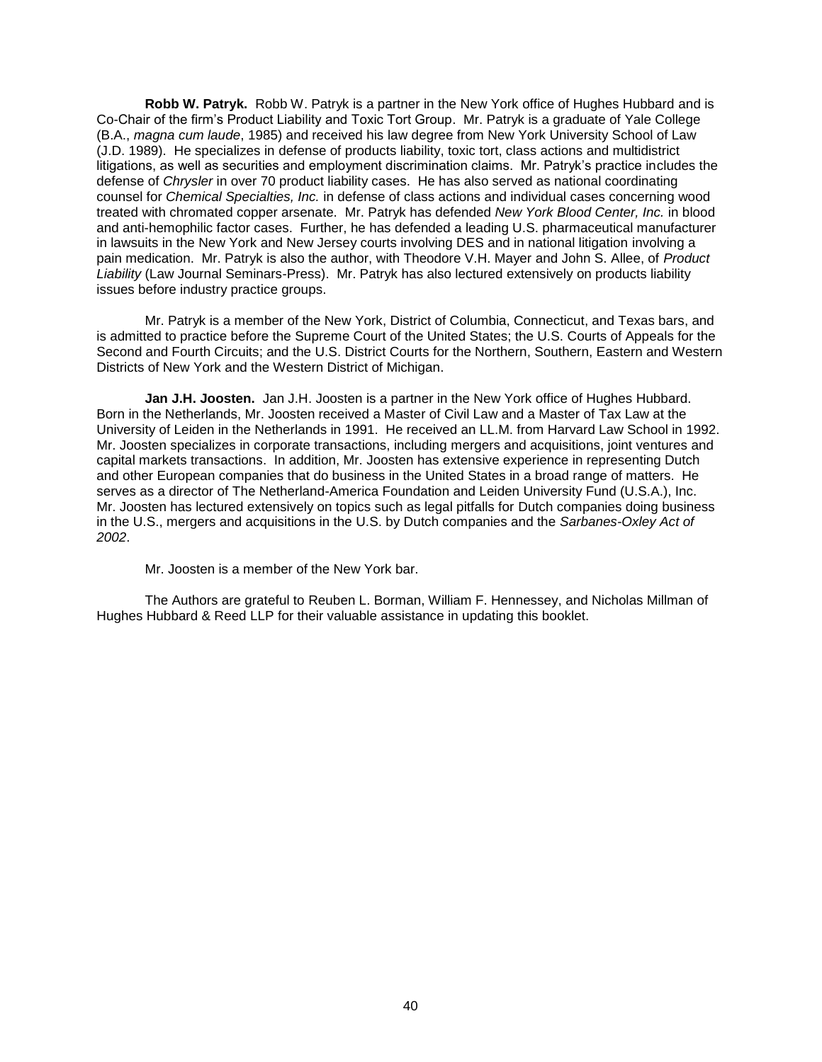**Robb W. Patryk.** Robb W. Patryk is a partner in the New York office of Hughes Hubbard and is Co-Chair of the firm's Product Liability and Toxic Tort Group. Mr. Patryk is a graduate of Yale College (B.A., *magna cum laude*, 1985) and received his law degree from New York University School of Law (J.D. 1989). He specializes in defense of products liability, toxic tort, class actions and multidistrict litigations, as well as securities and employment discrimination claims. Mr. Patryk's practice includes the defense of *Chrysler* in over 70 product liability cases. He has also served as national coordinating counsel for *Chemical Specialties, Inc.* in defense of class actions and individual cases concerning wood treated with chromated copper arsenate. Mr. Patryk has defended *New York Blood Center, Inc.* in blood and anti-hemophilic factor cases. Further, he has defended a leading U.S. pharmaceutical manufacturer in lawsuits in the New York and New Jersey courts involving DES and in national litigation involving a pain medication. Mr. Patryk is also the author, with Theodore V.H. Mayer and John S. Allee, of *Product Liability* (Law Journal Seminars-Press). Mr. Patryk has also lectured extensively on products liability issues before industry practice groups.

Mr. Patryk is a member of the New York, District of Columbia, Connecticut, and Texas bars, and is admitted to practice before the Supreme Court of the United States; the U.S. Courts of Appeals for the Second and Fourth Circuits; and the U.S. District Courts for the Northern, Southern, Eastern and Western Districts of New York and the Western District of Michigan.

**Jan J.H. Joosten.** Jan J.H. Joosten is a partner in the New York office of Hughes Hubbard. Born in the Netherlands, Mr. Joosten received a Master of Civil Law and a Master of Tax Law at the University of Leiden in the Netherlands in 1991. He received an LL.M. from Harvard Law School in 1992. Mr. Joosten specializes in corporate transactions, including mergers and acquisitions, joint ventures and capital markets transactions. In addition, Mr. Joosten has extensive experience in representing Dutch and other European companies that do business in the United States in a broad range of matters. He serves as a director of The Netherland-America Foundation and Leiden University Fund (U.S.A.), Inc. Mr. Joosten has lectured extensively on topics such as legal pitfalls for Dutch companies doing business in the U.S., mergers and acquisitions in the U.S. by Dutch companies and the *Sarbanes-Oxley Act of 2002*.

Mr. Joosten is a member of the New York bar.

The Authors are grateful to Reuben L. Borman, William F. Hennessey, and Nicholas Millman of Hughes Hubbard & Reed LLP for their valuable assistance in updating this booklet.